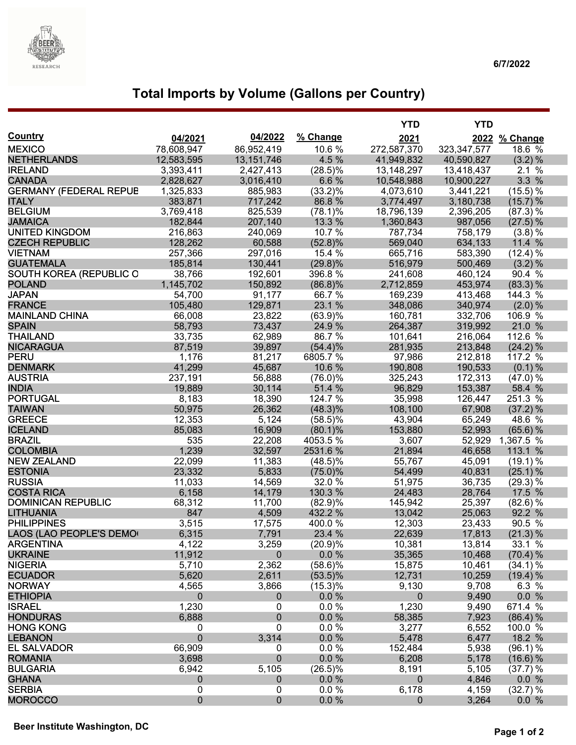6/7/2022

# Total Imports by Volume (Gallons per Country)

| Country | 04/2021 | 04/2022 | % Change | YTD 2021 | YTD 2022 | % Change |
|---|---|---|---|---|---|---|
| MEXICO | 78,608,947 | 86,952,419 | 10.6 % | 272,587,370 | 323,347,577 | 18.6 % |
| NETHERLANDS | 12,583,595 | 13,151,746 | 4.5 % | 41,949,832 | 40,590,827 | (3.2) % |
| IRELAND | 3,393,411 | 2,427,413 | (28.5)% | 13,148,297 | 13,418,437 | 2.1 % |
| CANADA | 2,828,627 | 3,016,410 | 6.6 % | 10,548,988 | 10,900,227 | 3.3 % |
| GERMANY (FEDERAL REPUB | 1,325,833 | 885,983 | (33.2)% | 4,073,610 | 3,441,221 | (15.5) % |
| ITALY | 383,871 | 717,242 | 86.8 % | 3,774,497 | 3,180,738 | (15.7) % |
| BELGIUM | 3,769,418 | 825,539 | (78.1)% | 18,796,139 | 2,396,205 | (87.3) % |
| JAMAICA | 182,844 | 207,140 | 13.3 % | 1,360,843 | 987,056 | (27.5) % |
| UNITED KINGDOM | 216,863 | 240,069 | 10.7 % | 787,734 | 758,179 | (3.8) % |
| CZECH REPUBLIC | 128,262 | 60,588 | (52.8)% | 569,040 | 634,133 | 11.4 % |
| VIETNAM | 257,366 | 297,016 | 15.4 % | 665,716 | 583,390 | (12.4) % |
| GUATEMALA | 185,814 | 130,441 | (29.8)% | 516,979 | 500,469 | (3.2) % |
| SOUTH KOREA (REPUBLIC O | 38,766 | 192,601 | 396.8 % | 241,608 | 460,124 | 90.4 % |
| POLAND | 1,145,702 | 150,892 | (86.8)% | 2,712,859 | 453,974 | (83.3) % |
| JAPAN | 54,700 | 91,177 | 66.7 % | 169,239 | 413,468 | 144.3 % |
| FRANCE | 105,480 | 129,871 | 23.1 % | 348,086 | 340,974 | (2.0) % |
| MAINLAND CHINA | 66,008 | 23,822 | (63.9)% | 160,781 | 332,706 | 106.9 % |
| SPAIN | 58,793 | 73,437 | 24.9 % | 264,387 | 319,992 | 21.0 % |
| THAILAND | 33,735 | 62,989 | 86.7 % | 101,641 | 216,064 | 112.6 % |
| NICARAGUA | 87,519 | 39,897 | (54.4)% | 281,935 | 213,848 | (24.2) % |
| PERU | 1,176 | 81,217 | 6805.7 % | 97,986 | 212,818 | 117.2 % |
| DENMARK | 41,299 | 45,687 | 10.6 % | 190,808 | 190,533 | (0.1) % |
| AUSTRIA | 237,191 | 56,888 | (76.0)% | 325,243 | 172,313 | (47.0) % |
| INDIA | 19,889 | 30,114 | 51.4 % | 96,829 | 153,387 | 58.4 % |
| PORTUGAL | 8,183 | 18,390 | 124.7 % | 35,998 | 126,447 | 251.3 % |
| TAIWAN | 50,975 | 26,362 | (48.3)% | 108,100 | 67,908 | (37.2) % |
| GREECE | 12,353 | 5,124 | (58.5)% | 43,904 | 65,249 | 48.6 % |
| ICELAND | 85,083 | 16,909 | (80.1)% | 153,880 | 52,993 | (65.6) % |
| BRAZIL | 535 | 22,208 | 4053.5 % | 3,607 | 52,929 | 1,367.5 % |
| COLOMBIA | 1,239 | 32,597 | 2531.6 % | 21,894 | 46,658 | 113.1 % |
| NEW ZEALAND | 22,099 | 11,383 | (48.5)% | 55,767 | 45,091 | (19.1) % |
| ESTONIA | 23,332 | 5,833 | (75.0)% | 54,499 | 40,831 | (25.1) % |
| RUSSIA | 11,033 | 14,569 | 32.0 % | 51,975 | 36,735 | (29.3) % |
| COSTA RICA | 6,158 | 14,179 | 130.3 % | 24,483 | 28,764 | 17.5 % |
| DOMINICAN REPUBLIC | 68,312 | 11,700 | (82.9)% | 145,942 | 25,397 | (82.6) % |
| LITHUANIA | 847 | 4,509 | 432.2 % | 13,042 | 25,063 | 92.2 % |
| PHILIPPINES | 3,515 | 17,575 | 400.0 % | 12,303 | 23,433 | 90.5 % |
| LAOS (LAO PEOPLE'S DEMO | 6,315 | 7,791 | 23.4 % | 22,639 | 17,813 | (21.3) % |
| ARGENTINA | 4,122 | 3,259 | (20.9)% | 10,381 | 13,814 | 33.1 % |
| UKRAINE | 11,912 | 0 | 0.0 % | 35,365 | 10,468 | (70.4) % |
| NIGERIA | 5,710 | 2,362 | (58.6)% | 15,875 | 10,461 | (34.1) % |
| ECUADOR | 5,620 | 2,611 | (53.5)% | 12,731 | 10,259 | (19.4) % |
| NORWAY | 4,565 | 3,866 | (15.3)% | 9,130 | 9,708 | 6.3 % |
| ETHIOPIA | 0 | 0 | 0.0 % | 0 | 9,490 | 0.0 % |
| ISRAEL | 1,230 | 0 | 0.0 % | 1,230 | 9,490 | 671.4 % |
| HONDURAS | 6,888 | 0 | 0.0 % | 58,385 | 7,923 | (86.4) % |
| HONG KONG | 0 | 0 | 0.0 % | 3,277 | 6,552 | 100.0 % |
| LEBANON | 0 | 3,314 | 0.0 % | 5,478 | 6,477 | 18.2 % |
| EL SALVADOR | 66,909 | 0 | 0.0 % | 152,484 | 5,938 | (96.1) % |
| ROMANIA | 3,698 | 0 | 0.0 % | 6,208 | 5,178 | (16.6) % |
| BULGARIA | 6,942 | 5,105 | (26.5)% | 8,191 | 5,105 | (37.7) % |
| GHANA | 0 | 0 | 0.0 % | 0 | 4,846 | 0.0 % |
| SERBIA | 0 | 0 | 0.0 % | 6,178 | 4,159 | (32.7) % |
| MOROCCO | 0 | 0 | 0.0 % | 0 | 3,264 | 0.0 % |

Beer Institute Washington, DC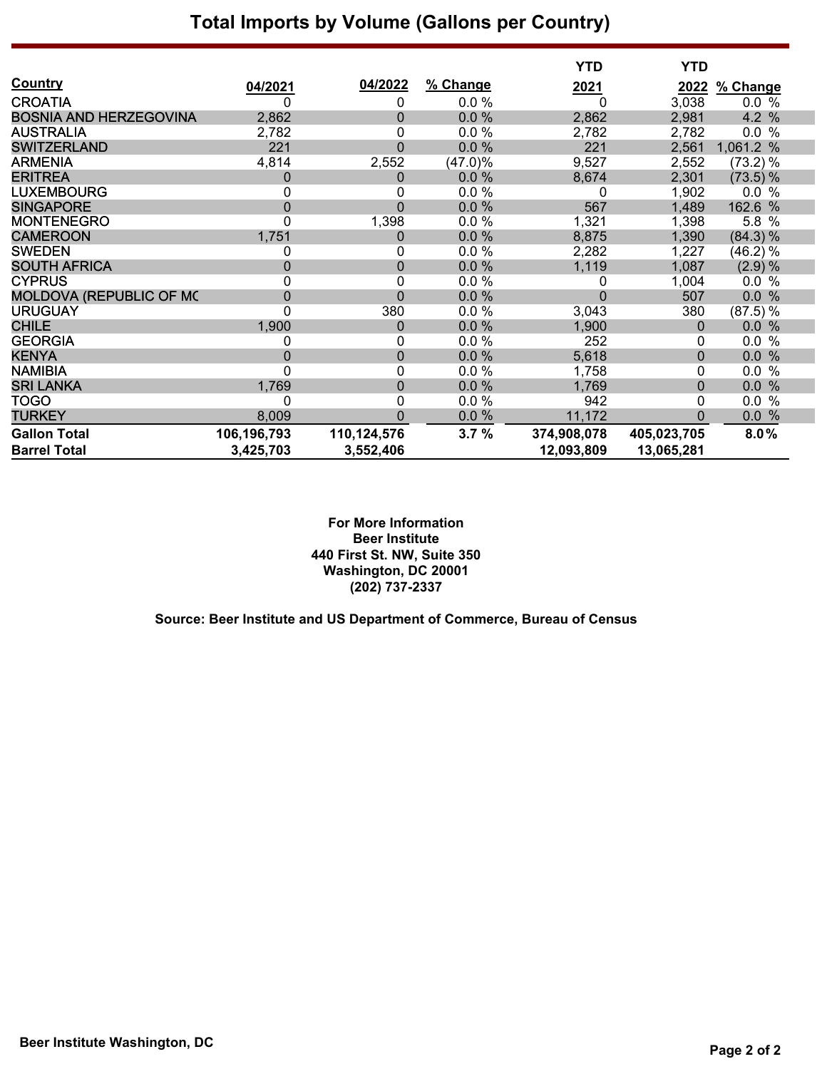# Total Imports by Volume (Gallons per Country)

| Country | 04/2021 | 04/2022 | % Change | YTD 2021 | YTD 2022 | % Change |
|---|---|---|---|---|---|---|
| CROATIA | 0 | 0 | 0.0 % | 0 | 3,038 | 0.0 % |
| BOSNIA AND HERZEGOVINA | 2,862 | 0 | 0.0 % | 2,862 | 2,981 | 4.2 % |
| AUSTRALIA | 2,782 | 0 | 0.0 % | 2,782 | 2,782 | 0.0 % |
| SWITZERLAND | 221 | 0 | 0.0 % | 221 | 2,561 | 1,061.2 % |
| ARMENIA | 4,814 | 2,552 | (47.0)% | 9,527 | 2,552 | (73.2) % |
| ERITREA | 0 | 0 | 0.0 % | 8,674 | 2,301 | (73.5) % |
| LUXEMBOURG | 0 | 0 | 0.0 % | 0 | 1,902 | 0.0 % |
| SINGAPORE | 0 | 0 | 0.0 % | 567 | 1,489 | 162.6 % |
| MONTENEGRO | 0 | 1,398 | 0.0 % | 1,321 | 1,398 | 5.8 % |
| CAMEROON | 1,751 | 0 | 0.0 % | 8,875 | 1,390 | (84.3) % |
| SWEDEN | 0 | 0 | 0.0 % | 2,282 | 1,227 | (46.2) % |
| SOUTH AFRICA | 0 | 0 | 0.0 % | 1,119 | 1,087 | (2.9) % |
| CYPRUS | 0 | 0 | 0.0 % | 0 | 1,004 | 0.0 % |
| MOLDOVA (REPUBLIC OF MC | 0 | 0 | 0.0 % | 0 | 507 | 0.0 % |
| URUGUAY | 0 | 380 | 0.0 % | 3,043 | 380 | (87.5) % |
| CHILE | 1,900 | 0 | 0.0 % | 1,900 | 0 | 0.0 % |
| GEORGIA | 0 | 0 | 0.0 % | 252 | 0 | 0.0 % |
| KENYA | 0 | 0 | 0.0 % | 5,618 | 0 | 0.0 % |
| NAMIBIA | 0 | 0 | 0.0 % | 1,758 | 0 | 0.0 % |
| SRI LANKA | 1,769 | 0 | 0.0 % | 1,769 | 0 | 0.0 % |
| TOGO | 0 | 0 | 0.0 % | 942 | 0 | 0.0 % |
| TURKEY | 8,009 | 0 | 0.0 % | 11,172 | 0 | 0.0 % |
| **Gallon Total** | **106,196,793** | **110,124,576** | **3.7 %** | **374,908,078** | **405,023,705** | **8.0%** |
| **Barrel Total** | **3,425,703** | **3,552,406** | | **12,093,809** | **13,065,281** | |

**For More Information**
**Beer Institute**
**440 First St. NW, Suite 350**
**Washington, DC 20001**
**(202) 737-2337**

**Source: Beer Institute and US Department of Commerce, Bureau of Census**

**Beer Institute Washington, DC**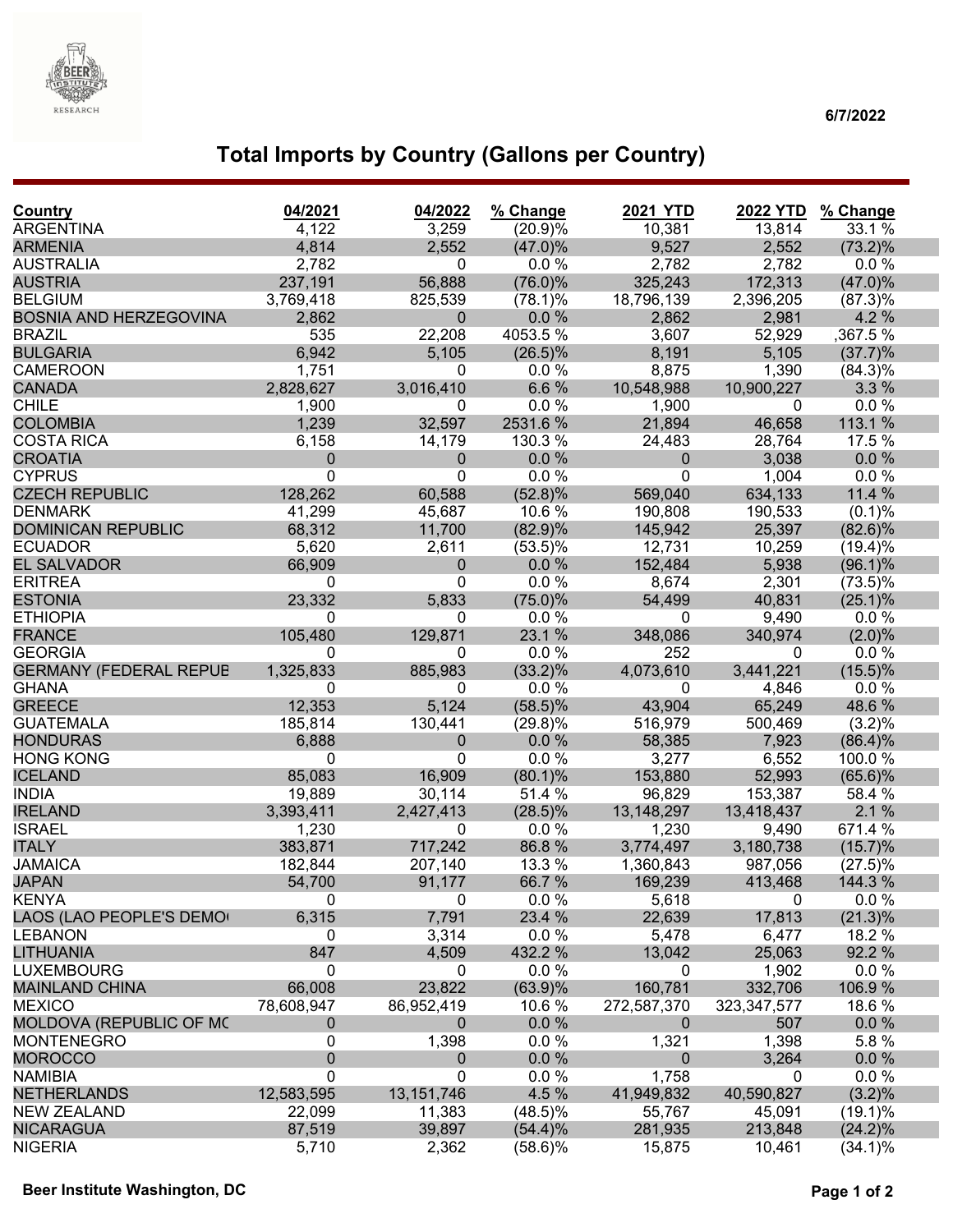6/7/2022

# Total Imports by Country (Gallons per Country)

| Country | 04/2021 | 04/2022 | % Change | 2021 YTD | 2022 YTD | % Change |
|---|---|---|---|---|---|---|
| ARGENTINA | 4,122 | 3,259 | (20.9)% | 10,381 | 13,814 | 33.1 % |
| ARMENIA | 4,814 | 2,552 | (47.0)% | 9,527 | 2,552 | (73.2)% |
| AUSTRALIA | 2,782 | 0 | 0.0 % | 2,782 | 2,782 | 0.0 % |
| AUSTRIA | 237,191 | 56,888 | (76.0)% | 325,243 | 172,313 | (47.0)% |
| BELGIUM | 3,769,418 | 825,539 | (78.1)% | 18,796,139 | 2,396,205 | (87.3)% |
| BOSNIA AND HERZEGOVINA | 2,862 | 0 | 0.0 % | 2,862 | 2,981 | 4.2 % |
| BRAZIL | 535 | 22,208 | 4053.5 % | 3,607 | 52,929 | ,367.5 % |
| BULGARIA | 6,942 | 5,105 | (26.5)% | 8,191 | 5,105 | (37.7)% |
| CAMEROON | 1,751 | 0 | 0.0 % | 8,875 | 1,390 | (84.3)% |
| CANADA | 2,828,627 | 3,016,410 | 6.6 % | 10,548,988 | 10,900,227 | 3.3 % |
| CHILE | 1,900 | 0 | 0.0 % | 1,900 | 0 | 0.0 % |
| COLOMBIA | 1,239 | 32,597 | 2531.6 % | 21,894 | 46,658 | 113.1 % |
| COSTA RICA | 6,158 | 14,179 | 130.3 % | 24,483 | 28,764 | 17.5 % |
| CROATIA | 0 | 0 | 0.0 % | 0 | 3,038 | 0.0 % |
| CYPRUS | 0 | 0 | 0.0 % | 0 | 1,004 | 0.0 % |
| CZECH REPUBLIC | 128,262 | 60,588 | (52.8)% | 569,040 | 634,133 | 11.4 % |
| DENMARK | 41,299 | 45,687 | 10.6 % | 190,808 | 190,533 | (0.1)% |
| DOMINICAN REPUBLIC | 68,312 | 11,700 | (82.9)% | 145,942 | 25,397 | (82.6)% |
| ECUADOR | 5,620 | 2,611 | (53.5)% | 12,731 | 10,259 | (19.4)% |
| EL SALVADOR | 66,909 | 0 | 0.0 % | 152,484 | 5,938 | (96.1)% |
| ERITREA | 0 | 0 | 0.0 % | 8,674 | 2,301 | (73.5)% |
| ESTONIA | 23,332 | 5,833 | (75.0)% | 54,499 | 40,831 | (25.1)% |
| ETHIOPIA | 0 | 0 | 0.0 % | 0 | 9,490 | 0.0 % |
| FRANCE | 105,480 | 129,871 | 23.1 % | 348,086 | 340,974 | (2.0)% |
| GEORGIA | 0 | 0 | 0.0 % | 252 | 0 | 0.0 % |
| GERMANY (FEDERAL REPUE | 1,325,833 | 885,983 | (33.2)% | 4,073,610 | 3,441,221 | (15.5)% |
| GHANA | 0 | 0 | 0.0 % | 0 | 4,846 | 0.0 % |
| GREECE | 12,353 | 5,124 | (58.5)% | 43,904 | 65,249 | 48.6 % |
| GUATEMALA | 185,814 | 130,441 | (29.8)% | 516,979 | 500,469 | (3.2)% |
| HONDURAS | 6,888 | 0 | 0.0 % | 58,385 | 7,923 | (86.4)% |
| HONG KONG | 0 | 0 | 0.0 % | 3,277 | 6,552 | 100.0 % |
| ICELAND | 85,083 | 16,909 | (80.1)% | 153,880 | 52,993 | (65.6)% |
| INDIA | 19,889 | 30,114 | 51.4 % | 96,829 | 153,387 | 58.4 % |
| IRELAND | 3,393,411 | 2,427,413 | (28.5)% | 13,148,297 | 13,418,437 | 2.1 % |
| ISRAEL | 1,230 | 0 | 0.0 % | 1,230 | 9,490 | 671.4 % |
| ITALY | 383,871 | 717,242 | 86.8 % | 3,774,497 | 3,180,738 | (15.7)% |
| JAMAICA | 182,844 | 207,140 | 13.3 % | 1,360,843 | 987,056 | (27.5)% |
| JAPAN | 54,700 | 91,177 | 66.7 % | 169,239 | 413,468 | 144.3 % |
| KENYA | 0 | 0 | 0.0 % | 5,618 | 0 | 0.0 % |
| LAOS (LAO PEOPLE'S DEMO | 6,315 | 7,791 | 23.4 % | 22,639 | 17,813 | (21.3)% |
| LEBANON | 0 | 3,314 | 0.0 % | 5,478 | 6,477 | 18.2 % |
| LITHUANIA | 847 | 4,509 | 432.2 % | 13,042 | 25,063 | 92.2 % |
| LUXEMBOURG | 0 | 0 | 0.0 % | 0 | 1,902 | 0.0 % |
| MAINLAND CHINA | 66,008 | 23,822 | (63.9)% | 160,781 | 332,706 | 106.9 % |
| MEXICO | 78,608,947 | 86,952,419 | 10.6 % | 272,587,370 | 323,347,577 | 18.6 % |
| MOLDOVA (REPUBLIC OF MC | 0 | 0 | 0.0 % | 0 | 507 | 0.0 % |
| MONTENEGRO | 0 | 1,398 | 0.0 % | 1,321 | 1,398 | 5.8 % |
| MOROCCO | 0 | 0 | 0.0 % | 0 | 3,264 | 0.0 % |
| NAMIBIA | 0 | 0 | 0.0 % | 1,758 | 0 | 0.0 % |
| NETHERLANDS | 12,583,595 | 13,151,746 | 4.5 % | 41,949,832 | 40,590,827 | (3.2)% |
| NEW ZEALAND | 22,099 | 11,383 | (48.5)% | 55,767 | 45,091 | (19.1)% |
| NICARAGUA | 87,519 | 39,897 | (54.4)% | 281,935 | 213,848 | (24.2)% |
| NIGERIA | 5,710 | 2,362 | (58.6)% | 15,875 | 10,461 | (34.1)% |

Beer Institute Washington, DC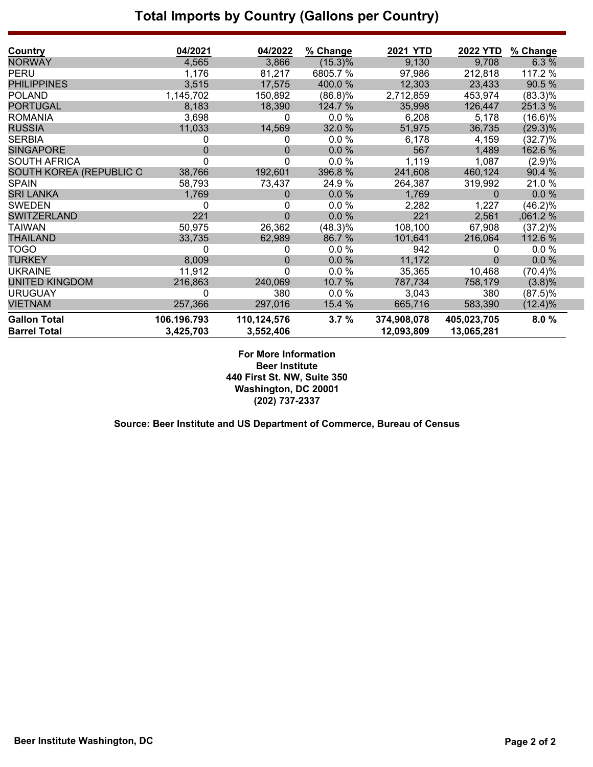# Total Imports by Country (Gallons per Country)

| Country | 04/2021 | 04/2022 | % Change | 2021 YTD | 2022 YTD | % Change |
|---|---|---|---|---|---|---|
| NORWAY | 4,565 | 3,866 | (15.3)% | 9,130 | 9,708 | 6.3 % |
| PERU | 1,176 | 81,217 | 6805.7 % | 97,986 | 212,818 | 117.2 % |
| PHILIPPINES | 3,515 | 17,575 | 400.0 % | 12,303 | 23,433 | 90.5 % |
| POLAND | 1,145,702 | 150,892 | (86.8)% | 2,712,859 | 453,974 | (83.3)% |
| PORTUGAL | 8,183 | 18,390 | 124.7 % | 35,998 | 126,447 | 251.3 % |
| ROMANIA | 3,698 | 0 | 0.0 % | 6,208 | 5,178 | (16.6)% |
| RUSSIA | 11,033 | 14,569 | 32.0 % | 51,975 | 36,735 | (29.3)% |
| SERBIA | 0 | 0 | 0.0 % | 6,178 | 4,159 | (32.7)% |
| SINGAPORE | 0 | 0 | 0.0 % | 567 | 1,489 | 162.6 % |
| SOUTH AFRICA | 0 | 0 | 0.0 % | 1,119 | 1,087 | (2.9)% |
| SOUTH KOREA (REPUBLIC O | 38,766 | 192,601 | 396.8 % | 241,608 | 460,124 | 90.4 % |
| SPAIN | 58,793 | 73,437 | 24.9 % | 264,387 | 319,992 | 21.0 % |
| SRI LANKA | 1,769 | 0 | 0.0 % | 1,769 | 0 | 0.0 % |
| SWEDEN | 0 | 0 | 0.0 % | 2,282 | 1,227 | (46.2)% |
| SWITZERLAND | 221 | 0 | 0.0 % | 221 | 2,561 | ,061.2 % |
| TAIWAN | 50,975 | 26,362 | (48.3)% | 108,100 | 67,908 | (37.2)% |
| THAILAND | 33,735 | 62,989 | 86.7 % | 101,641 | 216,064 | 112.6 % |
| TOGO | 0 | 0 | 0.0 % | 942 | 0 | 0.0 % |
| TURKEY | 8,009 | 0 | 0.0 % | 11,172 | 0 | 0.0 % |
| UKRAINE | 11,912 | 0 | 0.0 % | 35,365 | 10,468 | (70.4)% |
| UNITED KINGDOM | 216,863 | 240,069 | 10.7 % | 787,734 | 758,179 | (3.8)% |
| URUGUAY | 0 | 380 | 0.0 % | 3,043 | 380 | (87.5)% |
| VIETNAM | 257,366 | 297,016 | 15.4 % | 665,716 | 583,390 | (12.4)% |
| **Gallon Total** | **106.196.793** | **110,124,576** | **3.7 %** | **374,908,078** | **405,023,705** | **8.0 %** |
| **Barrel Total** | **3,425,703** | **3,552,406** | | **12,093,809** | **13,065,281** | |

**For More Information**
**Beer Institute**
**440 First St. NW, Suite 350**
**Washington, DC 20001**
**(202) 737-2337**

**Source: Beer Institute and US Department of Commerce, Bureau of Census**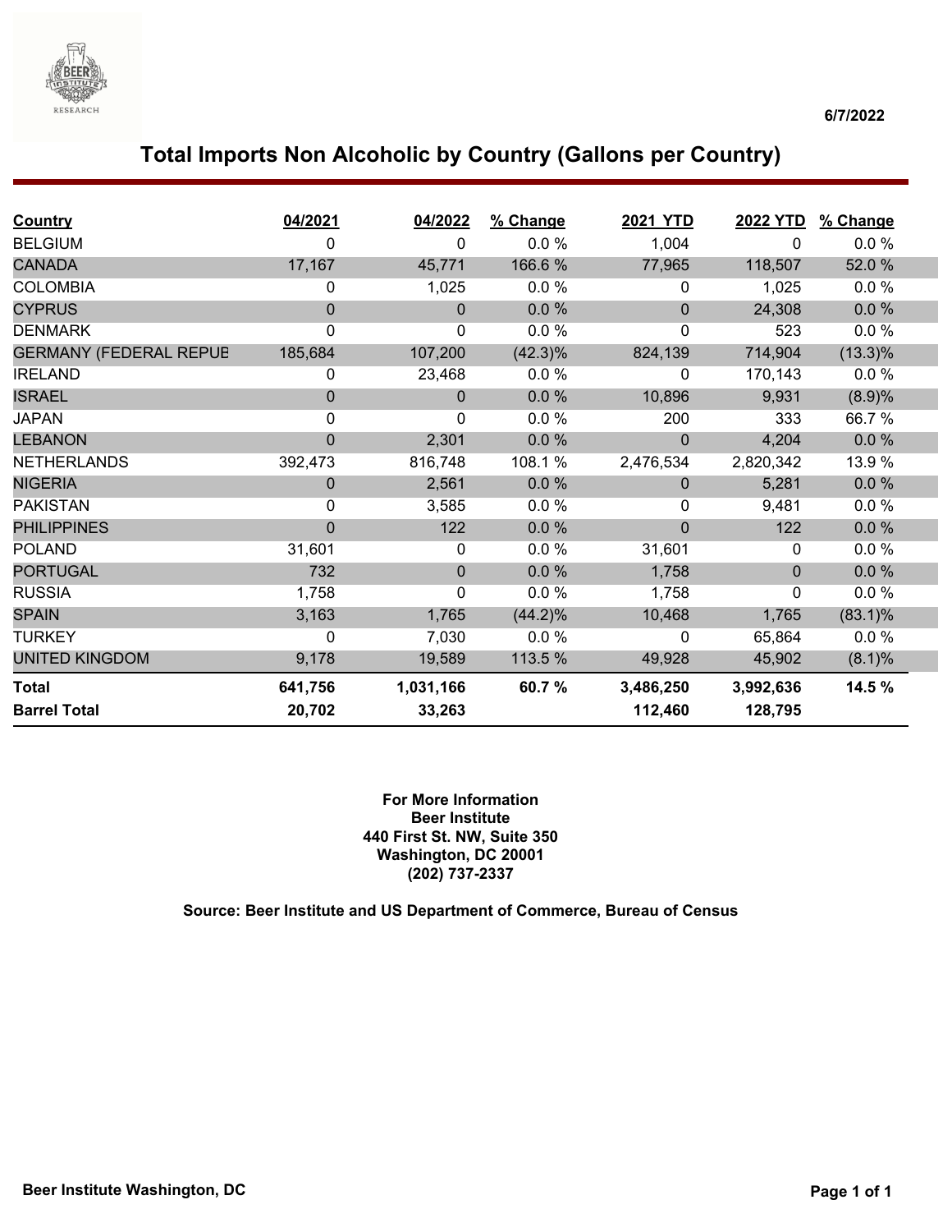6/7/2022

# Total Imports Non Alcoholic by Country (Gallons per Country)

| Country | 04/2021 | 04/2022 | % Change | 2021 YTD | 2022 YTD | % Change |
|---|---|---|---|---|---|---|
| BELGIUM | 0 | 0 | 0.0 % | 1,004 | 0 | 0.0 % |
| CANADA | 17,167 | 45,771 | 166.6 % | 77,965 | 118,507 | 52.0 % |
| COLOMBIA | 0 | 1,025 | 0.0 % | 0 | 1,025 | 0.0 % |
| CYPRUS | 0 | 0 | 0.0 % | 0 | 24,308 | 0.0 % |
| DENMARK | 0 | 0 | 0.0 % | 0 | 523 | 0.0 % |
| GERMANY (FEDERAL REPUB | 185,684 | 107,200 | (42.3)% | 824,139 | 714,904 | (13.3)% |
| IRELAND | 0 | 23,468 | 0.0 % | 0 | 170,143 | 0.0 % |
| ISRAEL | 0 | 0 | 0.0 % | 10,896 | 9,931 | (8.9)% |
| JAPAN | 0 | 0 | 0.0 % | 200 | 333 | 66.7 % |
| LEBANON | 0 | 2,301 | 0.0 % | 0 | 4,204 | 0.0 % |
| NETHERLANDS | 392,473 | 816,748 | 108.1 % | 2,476,534 | 2,820,342 | 13.9 % |
| NIGERIA | 0 | 2,561 | 0.0 % | 0 | 5,281 | 0.0 % |
| PAKISTAN | 0 | 3,585 | 0.0 % | 0 | 9,481 | 0.0 % |
| PHILIPPINES | 0 | 122 | 0.0 % | 0 | 122 | 0.0 % |
| POLAND | 31,601 | 0 | 0.0 % | 31,601 | 0 | 0.0 % |
| PORTUGAL | 732 | 0 | 0.0 % | 1,758 | 0 | 0.0 % |
| RUSSIA | 1,758 | 0 | 0.0 % | 1,758 | 0 | 0.0 % |
| SPAIN | 3,163 | 1,765 | (44.2)% | 10,468 | 1,765 | (83.1)% |
| TURKEY | 0 | 7,030 | 0.0 % | 0 | 65,864 | 0.0 % |
| UNITED KINGDOM | 9,178 | 19,589 | 113.5 % | 49,928 | 45,902 | (8.1)% |
| **Total** | **641,756** | **1,031,166** | **60.7 %** | **3,486,250** | **3,992,636** | **14.5 %** |
| **Barrel Total** | **20,702** | **33,263** | | **112,460** | **128,795** | |

**For More Information**
**Beer Institute**
**440 First St. NW, Suite 350**
**Washington, DC 20001**
**(202) 737-2337**

**Source: Beer Institute and US Department of Commerce, Bureau of Census**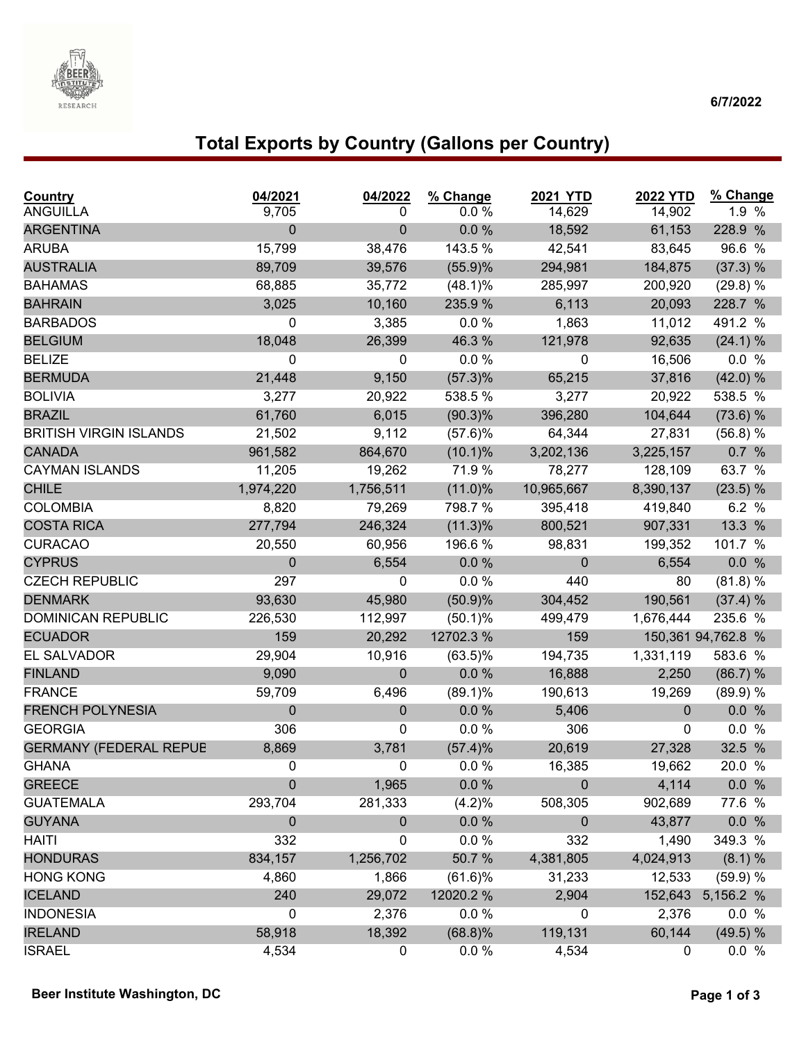6/7/2022

# Total Exports by Country (Gallons per Country)

| Country | 04/2021 | 04/2022 | % Change | 2021 YTD | 2022 YTD | % Change |
|---|---|---|---|---|---|---|
| ANGUILLA | 9,705 | 0 | 0.0 % | 14,629 | 14,902 | 1.9 % |
| ARGENTINA | 0 | 0 | 0.0 % | 18,592 | 61,153 | 228.9 % |
| ARUBA | 15,799 | 38,476 | 143.5 % | 42,541 | 83,645 | 96.6 % |
| AUSTRALIA | 89,709 | 39,576 | (55.9)% | 294,981 | 184,875 | (37.3) % |
| BAHAMAS | 68,885 | 35,772 | (48.1)% | 285,997 | 200,920 | (29.8) % |
| BAHRAIN | 3,025 | 10,160 | 235.9 % | 6,113 | 20,093 | 228.7 % |
| BARBADOS | 0 | 3,385 | 0.0 % | 1,863 | 11,012 | 491.2 % |
| BELGIUM | 18,048 | 26,399 | 46.3 % | 121,978 | 92,635 | (24.1) % |
| BELIZE | 0 | 0 | 0.0 % | 0 | 16,506 | 0.0 % |
| BERMUDA | 21,448 | 9,150 | (57.3)% | 65,215 | 37,816 | (42.0) % |
| BOLIVIA | 3,277 | 20,922 | 538.5 % | 3,277 | 20,922 | 538.5 % |
| BRAZIL | 61,760 | 6,015 | (90.3)% | 396,280 | 104,644 | (73.6) % |
| BRITISH VIRGIN ISLANDS | 21,502 | 9,112 | (57.6)% | 64,344 | 27,831 | (56.8) % |
| CANADA | 961,582 | 864,670 | (10.1)% | 3,202,136 | 3,225,157 | 0.7 % |
| CAYMAN ISLANDS | 11,205 | 19,262 | 71.9 % | 78,277 | 128,109 | 63.7 % |
| CHILE | 1,974,220 | 1,756,511 | (11.0)% | 10,965,667 | 8,390,137 | (23.5) % |
| COLOMBIA | 8,820 | 79,269 | 798.7 % | 395,418 | 419,840 | 6.2 % |
| COSTA RICA | 277,794 | 246,324 | (11.3)% | 800,521 | 907,331 | 13.3 % |
| CURACAO | 20,550 | 60,956 | 196.6 % | 98,831 | 199,352 | 101.7 % |
| CYPRUS | 0 | 6,554 | 0.0 % | 0 | 6,554 | 0.0 % |
| CZECH REPUBLIC | 297 | 0 | 0.0 % | 440 | 80 | (81.8) % |
| DENMARK | 93,630 | 45,980 | (50.9)% | 304,452 | 190,561 | (37.4) % |
| DOMINICAN REPUBLIC | 226,530 | 112,997 | (50.1)% | 499,479 | 1,676,444 | 235.6 % |
| ECUADOR | 159 | 20,292 | 12702.3 % | 159 | 150,361 | 94,762.8 % |
| EL SALVADOR | 29,904 | 10,916 | (63.5)% | 194,735 | 1,331,119 | 583.6 % |
| FINLAND | 9,090 | 0 | 0.0 % | 16,888 | 2,250 | (86.7) % |
| FRANCE | 59,709 | 6,496 | (89.1)% | 190,613 | 19,269 | (89.9) % |
| FRENCH POLYNESIA | 0 | 0 | 0.0 % | 5,406 | 0 | 0.0 % |
| GEORGIA | 306 | 0 | 0.0 % | 306 | 0 | 0.0 % |
| GERMANY (FEDERAL REPUE | 8,869 | 3,781 | (57.4)% | 20,619 | 27,328 | 32.5 % |
| GHANA | 0 | 0 | 0.0 % | 16,385 | 19,662 | 20.0 % |
| GREECE | 0 | 1,965 | 0.0 % | 0 | 4,114 | 0.0 % |
| GUATEMALA | 293,704 | 281,333 | (4.2)% | 508,305 | 902,689 | 77.6 % |
| GUYANA | 0 | 0 | 0.0 % | 0 | 43,877 | 0.0 % |
| HAITI | 332 | 0 | 0.0 % | 332 | 1,490 | 349.3 % |
| HONDURAS | 834,157 | 1,256,702 | 50.7 % | 4,381,805 | 4,024,913 | (8.1) % |
| HONG KONG | 4,860 | 1,866 | (61.6)% | 31,233 | 12,533 | (59.9) % |
| ICELAND | 240 | 29,072 | 12020.2 % | 2,904 | 152,643 | 5,156.2 % |
| INDONESIA | 0 | 2,376 | 0.0 % | 0 | 2,376 | 0.0 % |
| IRELAND | 58,918 | 18,392 | (68.8)% | 119,131 | 60,144 | (49.5) % |
| ISRAEL | 4,534 | 0 | 0.0 % | 4,534 | 0 | 0.0 % |

Beer Institute Washington, DC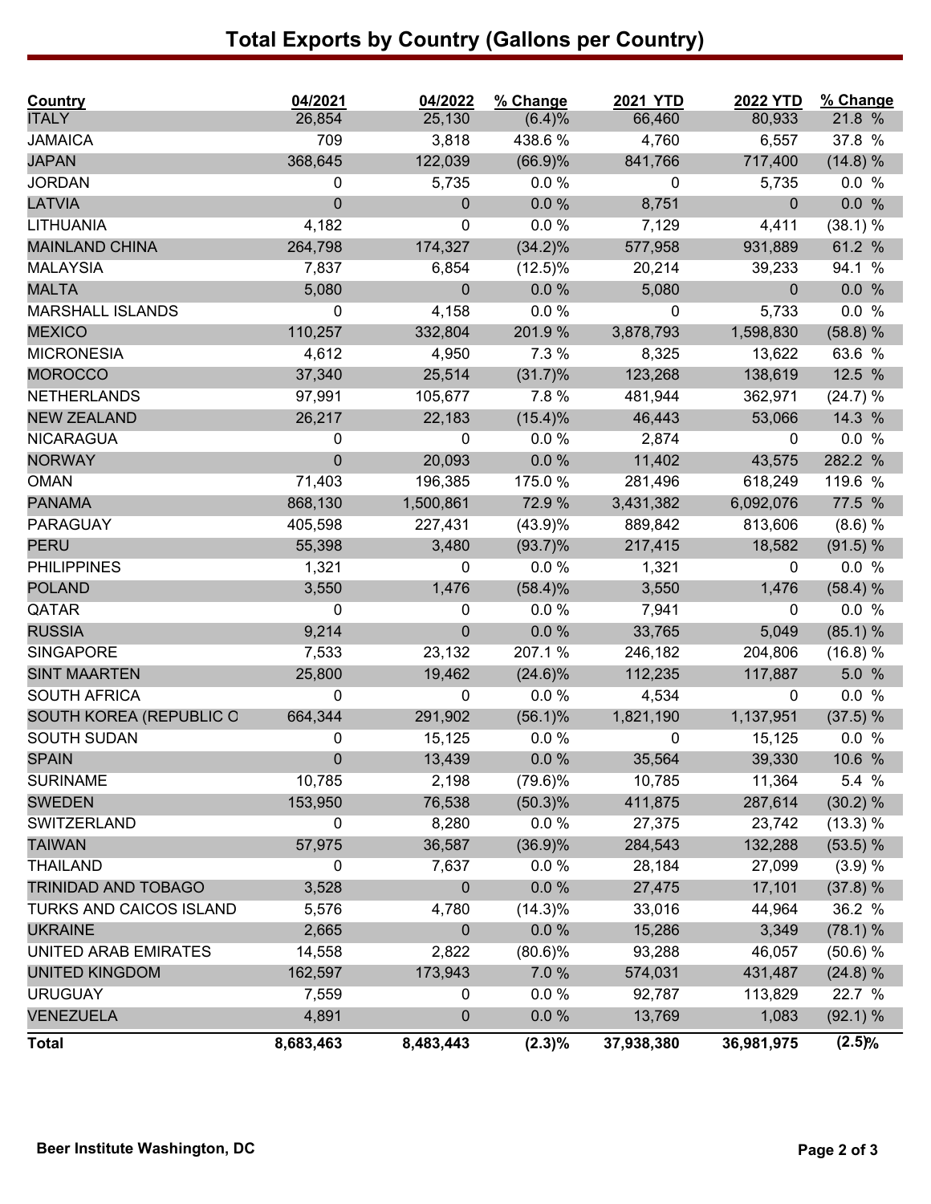# Total Exports by Country (Gallons per Country)

| Country | 04/2021 | 04/2022 | % Change | 2021 YTD | 2022 YTD | % Change |
|---|---|---|---|---|---|---|
| ITALY | 26,854 | 25,130 | (6.4)% | 66,460 | 80,933 | 21.8 % |
| JAMAICA | 709 | 3,818 | 438.6 % | 4,760 | 6,557 | 37.8 % |
| JAPAN | 368,645 | 122,039 | (66.9)% | 841,766 | 717,400 | (14.8) % |
| JORDAN | 0 | 5,735 | 0.0 % | 0 | 5,735 | 0.0 % |
| LATVIA | 0 | 0 | 0.0 % | 8,751 | 0 | 0.0 % |
| LITHUANIA | 4,182 | 0 | 0.0 % | 7,129 | 4,411 | (38.1) % |
| MAINLAND CHINA | 264,798 | 174,327 | (34.2)% | 577,958 | 931,889 | 61.2 % |
| MALAYSIA | 7,837 | 6,854 | (12.5)% | 20,214 | 39,233 | 94.1 % |
| MALTA | 5,080 | 0 | 0.0 % | 5,080 | 0 | 0.0 % |
| MARSHALL ISLANDS | 0 | 4,158 | 0.0 % | 0 | 5,733 | 0.0 % |
| MEXICO | 110,257 | 332,804 | 201.9 % | 3,878,793 | 1,598,830 | (58.8) % |
| MICRONESIA | 4,612 | 4,950 | 7.3 % | 8,325 | 13,622 | 63.6 % |
| MOROCCO | 37,340 | 25,514 | (31.7)% | 123,268 | 138,619 | 12.5 % |
| NETHERLANDS | 97,991 | 105,677 | 7.8 % | 481,944 | 362,971 | (24.7) % |
| NEW ZEALAND | 26,217 | 22,183 | (15.4)% | 46,443 | 53,066 | 14.3 % |
| NICARAGUA | 0 | 0 | 0.0 % | 2,874 | 0 | 0.0 % |
| NORWAY | 0 | 20,093 | 0.0 % | 11,402 | 43,575 | 282.2 % |
| OMAN | 71,403 | 196,385 | 175.0 % | 281,496 | 618,249 | 119.6 % |
| PANAMA | 868,130 | 1,500,861 | 72.9 % | 3,431,382 | 6,092,076 | 77.5 % |
| PARAGUAY | 405,598 | 227,431 | (43.9)% | 889,842 | 813,606 | (8.6) % |
| PERU | 55,398 | 3,480 | (93.7)% | 217,415 | 18,582 | (91.5) % |
| PHILIPPINES | 1,321 | 0 | 0.0 % | 1,321 | 0 | 0.0 % |
| POLAND | 3,550 | 1,476 | (58.4)% | 3,550 | 1,476 | (58.4) % |
| QATAR | 0 | 0 | 0.0 % | 7,941 | 0 | 0.0 % |
| RUSSIA | 9,214 | 0 | 0.0 % | 33,765 | 5,049 | (85.1) % |
| SINGAPORE | 7,533 | 23,132 | 207.1 % | 246,182 | 204,806 | (16.8) % |
| SINT MAARTEN | 25,800 | 19,462 | (24.6)% | 112,235 | 117,887 | 5.0 % |
| SOUTH AFRICA | 0 | 0 | 0.0 % | 4,534 | 0 | 0.0 % |
| SOUTH KOREA (REPUBLIC C | 664,344 | 291,902 | (56.1)% | 1,821,190 | 1,137,951 | (37.5) % |
| SOUTH SUDAN | 0 | 15,125 | 0.0 % | 0 | 15,125 | 0.0 % |
| SPAIN | 0 | 13,439 | 0.0 % | 35,564 | 39,330 | 10.6 % |
| SURINAME | 10,785 | 2,198 | (79.6)% | 10,785 | 11,364 | 5.4 % |
| SWEDEN | 153,950 | 76,538 | (50.3)% | 411,875 | 287,614 | (30.2) % |
| SWITZERLAND | 0 | 8,280 | 0.0 % | 27,375 | 23,742 | (13.3) % |
| TAIWAN | 57,975 | 36,587 | (36.9)% | 284,543 | 132,288 | (53.5) % |
| THAILAND | 0 | 7,637 | 0.0 % | 28,184 | 27,099 | (3.9) % |
| TRINIDAD AND TOBAGO | 3,528 | 0 | 0.0 % | 27,475 | 17,101 | (37.8) % |
| TURKS AND CAICOS ISLAND | 5,576 | 4,780 | (14.3)% | 33,016 | 44,964 | 36.2 % |
| UKRAINE | 2,665 | 0 | 0.0 % | 15,286 | 3,349 | (78.1) % |
| UNITED ARAB EMIRATES | 14,558 | 2,822 | (80.6)% | 93,288 | 46,057 | (50.6) % |
| UNITED KINGDOM | 162,597 | 173,943 | 7.0 % | 574,031 | 431,487 | (24.8) % |
| URUGUAY | 7,559 | 0 | 0.0 % | 92,787 | 113,829 | 22.7 % |
| VENEZUELA | 4,891 | 0 | 0.0 % | 13,769 | 1,083 | (92.1) % |
| **Total** | **8,683,463** | **8,483,443** | **(2.3)%** | **37,938,380** | **36,981,975** | **(2.5)%** |

**Beer Institute Washington, DC**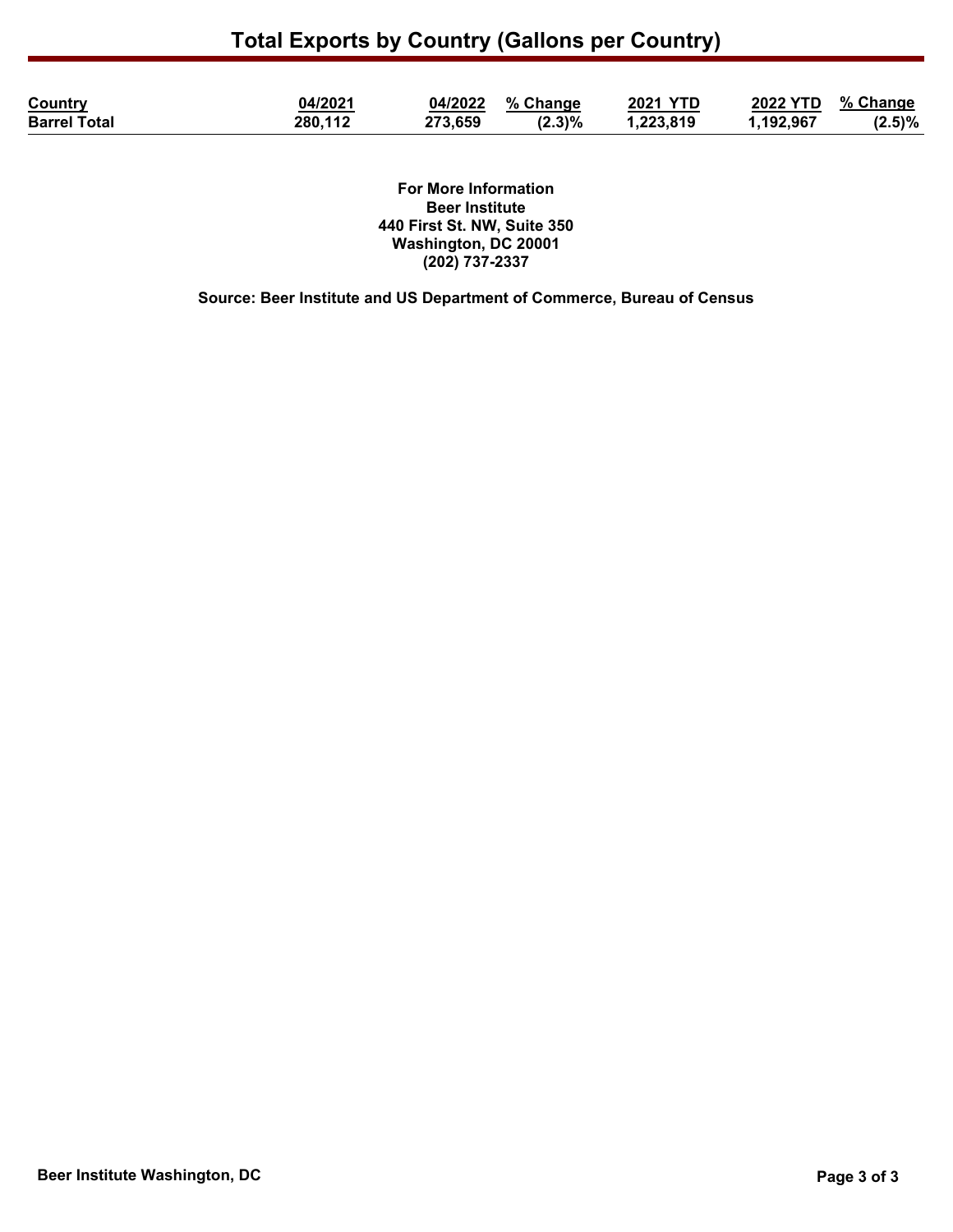# Total Exports by Country (Gallons per Country)

| Country | 04/2021 | 04/2022 | % Change | 2021 YTD | 2022 YTD | % Change |
|---|---|---|---|---|---|---|
| **Barrel Total** | **280,112** | **273,659** | **(2.3)%** | **1,223,819** | **1,192,967** | **(2.5)%** |

**For More Information**
**Beer Institute**
**440 First St. NW, Suite 350**
**Washington, DC 20001**
**(202) 737-2337**

**Source: Beer Institute and US Department of Commerce, Bureau of Census**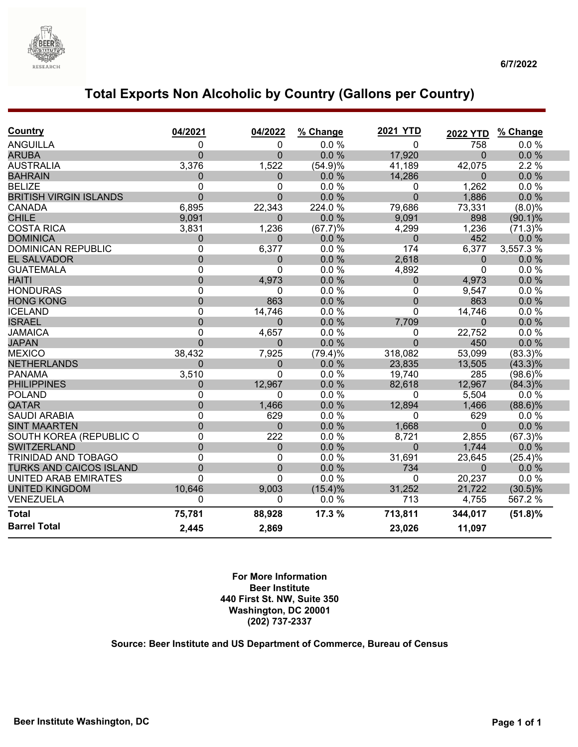6/7/2022

# Total Exports Non Alcoholic by Country (Gallons per Country)

| Country | 04/2021 | 04/2022 | % Change | 2021 YTD | 2022 YTD | % Change |
|---|---|---|---|---|---|---|
| ANGUILLA | 0 | 0 | 0.0 % | 0 | 758 | 0.0 % |
| ARUBA | 0 | 0 | 0.0 % | 17,920 | 0 | 0.0 % |
| AUSTRALIA | 3,376 | 1,522 | (54.9)% | 41,189 | 42,075 | 2.2 % |
| BAHRAIN | 0 | 0 | 0.0 % | 14,286 | 0 | 0.0 % |
| BELIZE | 0 | 0 | 0.0 % | 0 | 1,262 | 0.0 % |
| BRITISH VIRGIN ISLANDS | 0 | 0 | 0.0 % | 0 | 1,886 | 0.0 % |
| CANADA | 6,895 | 22,343 | 224.0 % | 79,686 | 73,331 | (8.0)% |
| CHILE | 9,091 | 0 | 0.0 % | 9,091 | 898 | (90.1)% |
| COSTA RICA | 3,831 | 1,236 | (67.7)% | 4,299 | 1,236 | (71.3)% |
| DOMINICA | 0 | 0 | 0.0 % | 0 | 452 | 0.0 % |
| DOMINICAN REPUBLIC | 0 | 6,377 | 0.0 % | 174 | 6,377 | 3,557.3 % |
| EL SALVADOR | 0 | 0 | 0.0 % | 2,618 | 0 | 0.0 % |
| GUATEMALA | 0 | 0 | 0.0 % | 4,892 | 0 | 0.0 % |
| HAITI | 0 | 4,973 | 0.0 % | 0 | 4,973 | 0.0 % |
| HONDURAS | 0 | 0 | 0.0 % | 0 | 9,547 | 0.0 % |
| HONG KONG | 0 | 863 | 0.0 % | 0 | 863 | 0.0 % |
| ICELAND | 0 | 14,746 | 0.0 % | 0 | 14,746 | 0.0 % |
| ISRAEL | 0 | 0 | 0.0 % | 7,709 | 0 | 0.0 % |
| JAMAICA | 0 | 4,657 | 0.0 % | 0 | 22,752 | 0.0 % |
| JAPAN | 0 | 0 | 0.0 % | 0 | 450 | 0.0 % |
| MEXICO | 38,432 | 7,925 | (79.4)% | 318,082 | 53,099 | (83.3)% |
| NETHERLANDS | 0 | 0 | 0.0 % | 23,835 | 13,505 | (43.3)% |
| PANAMA | 3,510 | 0 | 0.0 % | 19,740 | 285 | (98.6)% |
| PHILIPPINES | 0 | 12,967 | 0.0 % | 82,618 | 12,967 | (84.3)% |
| POLAND | 0 | 0 | 0.0 % | 0 | 5,504 | 0.0 % |
| QATAR | 0 | 1,466 | 0.0 % | 12,894 | 1,466 | (88.6)% |
| SAUDI ARABIA | 0 | 629 | 0.0 % | 0 | 629 | 0.0 % |
| SINT MAARTEN | 0 | 0 | 0.0 % | 1,668 | 0 | 0.0 % |
| SOUTH KOREA (REPUBLIC O | 0 | 222 | 0.0 % | 8,721 | 2,855 | (67.3)% |
| SWITZERLAND | 0 | 0 | 0.0 % | 0 | 1,744 | 0.0 % |
| TRINIDAD AND TOBAGO | 0 | 0 | 0.0 % | 31,691 | 23,645 | (25.4)% |
| TURKS AND CAICOS ISLAND | 0 | 0 | 0.0 % | 734 | 0 | 0.0 % |
| UNITED ARAB EMIRATES | 0 | 0 | 0.0 % | 0 | 20,237 | 0.0 % |
| UNITED KINGDOM | 10,646 | 9,003 | (15.4)% | 31,252 | 21,722 | (30.5)% |
| VENEZUELA | 0 | 0 | 0.0 % | 713 | 4,755 | 567.2 % |
| **Total** | **75,781** | **88,928** | **17.3 %** | **713,811** | **344,017** | **(51.8)%** |
| **Barrel Total** | **2,445** | **2,869** | | **23,026** | **11,097** | |

**For More Information**
**Beer Institute**
**440 First St. NW, Suite 350**
**Washington, DC 20001**
**(202) 737-2337**

**Source: Beer Institute and US Department of Commerce, Bureau of Census**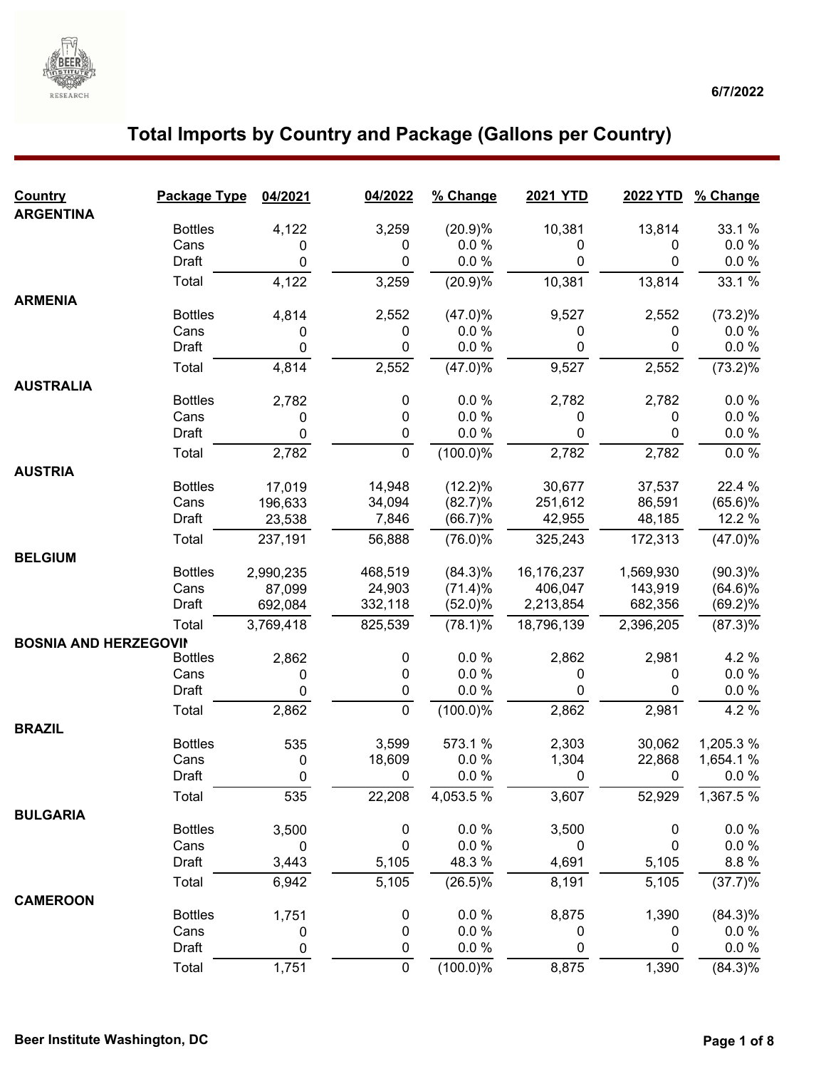6/7/2022

# Total Imports by Country and Package (Gallons per Country)

| Country | Package Type | 04/2021 | 04/2022 | % Change | 2021 YTD | 2022 YTD | % Change |
|---|---|---|---|---|---|---|---|
| **ARGENTINA** | | | | | | | |
| | Bottles | 4,122 | 3,259 | (20.9)% | 10,381 | 13,814 | 33.1 % |
| | Cans | 0 | 0 | 0.0 % | 0 | 0 | 0.0 % |
| | Draft | 0 | 0 | 0.0 % | 0 | 0 | 0.0 % |
| | Total | 4,122 | 3,259 | (20.9)% | 10,381 | 13,814 | 33.1 % |
| **ARMENIA** | | | | | | | |
| | Bottles | 4,814 | 2,552 | (47.0)% | 9,527 | 2,552 | (73.2)% |
| | Cans | 0 | 0 | 0.0 % | 0 | 0 | 0.0 % |
| | Draft | 0 | 0 | 0.0 % | 0 | 0 | 0.0 % |
| | Total | 4,814 | 2,552 | (47.0)% | 9,527 | 2,552 | (73.2)% |
| **AUSTRALIA** | | | | | | | |
| | Bottles | 2,782 | 0 | 0.0 % | 2,782 | 2,782 | 0.0 % |
| | Cans | 0 | 0 | 0.0 % | 0 | 0 | 0.0 % |
| | Draft | 0 | 0 | 0.0 % | 0 | 0 | 0.0 % |
| | Total | 2,782 | 0 | (100.0)% | 2,782 | 2,782 | 0.0 % |
| **AUSTRIA** | | | | | | | |
| | Bottles | 17,019 | 14,948 | (12.2)% | 30,677 | 37,537 | 22.4 % |
| | Cans | 196,633 | 34,094 | (82.7)% | 251,612 | 86,591 | (65.6)% |
| | Draft | 23,538 | 7,846 | (66.7)% | 42,955 | 48,185 | 12.2 % |
| | Total | 237,191 | 56,888 | (76.0)% | 325,243 | 172,313 | (47.0)% |
| **BELGIUM** | | | | | | | |
| | Bottles | 2,990,235 | 468,519 | (84.3)% | 16,176,237 | 1,569,930 | (90.3)% |
| | Cans | 87,099 | 24,903 | (71.4)% | 406,047 | 143,919 | (64.6)% |
| | Draft | 692,084 | 332,118 | (52.0)% | 2,213,854 | 682,356 | (69.2)% |
| | Total | 3,769,418 | 825,539 | (78.1)% | 18,796,139 | 2,396,205 | (87.3)% |
| **BOSNIA AND HERZEGOVIN** | | | | | | | |
| | Bottles | 2,862 | 0 | 0.0 % | 2,862 | 2,981 | 4.2 % |
| | Cans | 0 | 0 | 0.0 % | 0 | 0 | 0.0 % |
| | Draft | 0 | 0 | 0.0 % | 0 | 0 | 0.0 % |
| | Total | 2,862 | 0 | (100.0)% | 2,862 | 2,981 | 4.2 % |
| **BRAZIL** | | | | | | | |
| | Bottles | 535 | 3,599 | 573.1 % | 2,303 | 30,062 | 1,205.3 % |
| | Cans | 0 | 18,609 | 0.0 % | 1,304 | 22,868 | 1,654.1 % |
| | Draft | 0 | 0 | 0.0 % | 0 | 0 | 0.0 % |
| | Total | 535 | 22,208 | 4,053.5 % | 3,607 | 52,929 | 1,367.5 % |
| **BULGARIA** | | | | | | | |
| | Bottles | 3,500 | 0 | 0.0 % | 3,500 | 0 | 0.0 % |
| | Cans | 0 | 0 | 0.0 % | 0 | 0 | 0.0 % |
| | Draft | 3,443 | 5,105 | 48.3 % | 4,691 | 5,105 | 8.8 % |
| | Total | 6,942 | 5,105 | (26.5)% | 8,191 | 5,105 | (37.7)% |
| **CAMEROON** | | | | | | | |
| | Bottles | 1,751 | 0 | 0.0 % | 8,875 | 1,390 | (84.3)% |
| | Cans | 0 | 0 | 0.0 % | 0 | 0 | 0.0 % |
| | Draft | 0 | 0 | 0.0 % | 0 | 0 | 0.0 % |
| | Total | 1,751 | 0 | (100.0)% | 8,875 | 1,390 | (84.3)% |

Beer Institute Washington, DC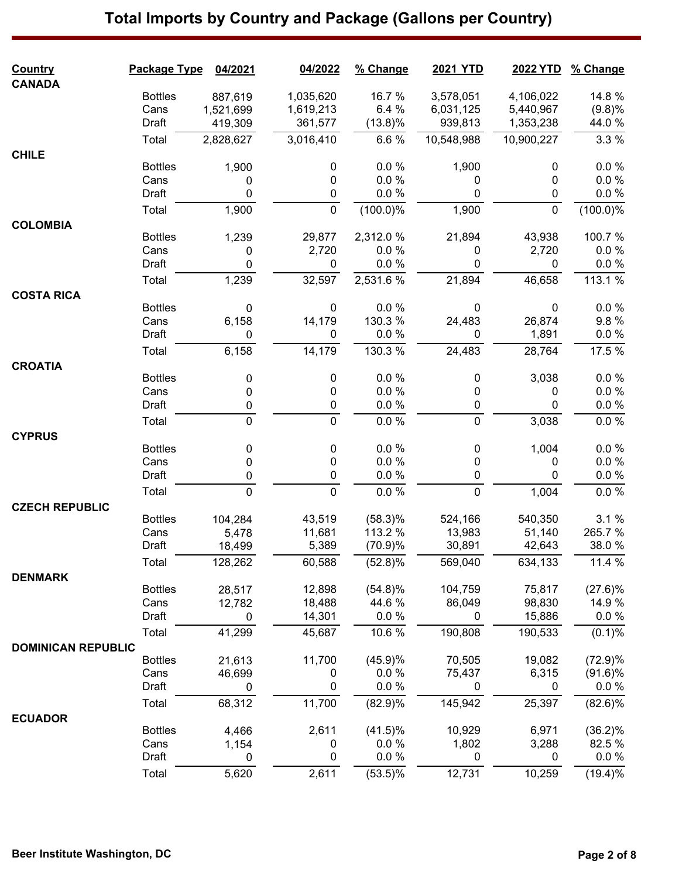# Total Imports by Country and Package (Gallons per Country)

| Country | Package Type | 04/2021 | 04/2022 | % Change | 2021 YTD | 2022 YTD | % Change |
|---|---|---|---|---|---|---|---|
| **CANADA** | | | | | | | |
| | Bottles | 887,619 | 1,035,620 | 16.7 % | 3,578,051 | 4,106,022 | 14.8 % |
| | Cans | 1,521,699 | 1,619,213 | 6.4 % | 6,031,125 | 5,440,967 | (9.8)% |
| | Draft | 419,309 | 361,577 | (13.8)% | 939,813 | 1,353,238 | 44.0 % |
| | Total | 2,828,627 | 3,016,410 | 6.6 % | 10,548,988 | 10,900,227 | 3.3 % |
| **CHILE** | | | | | | | |
| | Bottles | 1,900 | 0 | 0.0 % | 1,900 | 0 | 0.0 % |
| | Cans | 0 | 0 | 0.0 % | 0 | 0 | 0.0 % |
| | Draft | 0 | 0 | 0.0 % | 0 | 0 | 0.0 % |
| | Total | 1,900 | 0 | (100.0)% | 1,900 | 0 | (100.0)% |
| **COLOMBIA** | | | | | | | |
| | Bottles | 1,239 | 29,877 | 2,312.0 % | 21,894 | 43,938 | 100.7 % |
| | Cans | 0 | 2,720 | 0.0 % | 0 | 2,720 | 0.0 % |
| | Draft | 0 | 0 | 0.0 % | 0 | 0 | 0.0 % |
| | Total | 1,239 | 32,597 | 2,531.6 % | 21,894 | 46,658 | 113.1 % |
| **COSTA RICA** | | | | | | | |
| | Bottles | 0 | 0 | 0.0 % | 0 | 0 | 0.0 % |
| | Cans | 6,158 | 14,179 | 130.3 % | 24,483 | 26,874 | 9.8 % |
| | Draft | 0 | 0 | 0.0 % | 0 | 1,891 | 0.0 % |
| | Total | 6,158 | 14,179 | 130.3 % | 24,483 | 28,764 | 17.5 % |
| **CROATIA** | | | | | | | |
| | Bottles | 0 | 0 | 0.0 % | 0 | 3,038 | 0.0 % |
| | Cans | 0 | 0 | 0.0 % | 0 | 0 | 0.0 % |
| | Draft | 0 | 0 | 0.0 % | 0 | 0 | 0.0 % |
| | Total | 0 | 0 | 0.0 % | 0 | 3,038 | 0.0 % |
| **CYPRUS** | | | | | | | |
| | Bottles | 0 | 0 | 0.0 % | 0 | 1,004 | 0.0 % |
| | Cans | 0 | 0 | 0.0 % | 0 | 0 | 0.0 % |
| | Draft | 0 | 0 | 0.0 % | 0 | 0 | 0.0 % |
| | Total | 0 | 0 | 0.0 % | 0 | 1,004 | 0.0 % |
| **CZECH REPUBLIC** | | | | | | | |
| | Bottles | 104,284 | 43,519 | (58.3)% | 524,166 | 540,350 | 3.1 % |
| | Cans | 5,478 | 11,681 | 113.2 % | 13,983 | 51,140 | 265.7 % |
| | Draft | 18,499 | 5,389 | (70.9)% | 30,891 | 42,643 | 38.0 % |
| | Total | 128,262 | 60,588 | (52.8)% | 569,040 | 634,133 | 11.4 % |
| **DENMARK** | | | | | | | |
| | Bottles | 28,517 | 12,898 | (54.8)% | 104,759 | 75,817 | (27.6)% |
| | Cans | 12,782 | 18,488 | 44.6 % | 86,049 | 98,830 | 14.9 % |
| | Draft | 0 | 14,301 | 0.0 % | 0 | 15,886 | 0.0 % |
| | Total | 41,299 | 45,687 | 10.6 % | 190,808 | 190,533 | (0.1)% |
| **DOMINICAN REPUBLIC** | | | | | | | |
| | Bottles | 21,613 | 11,700 | (45.9)% | 70,505 | 19,082 | (72.9)% |
| | Cans | 46,699 | 0 | 0.0 % | 75,437 | 6,315 | (91.6)% |
| | Draft | 0 | 0 | 0.0 % | 0 | 0 | 0.0 % |
| | Total | 68,312 | 11,700 | (82.9)% | 145,942 | 25,397 | (82.6)% |
| **ECUADOR** | | | | | | | |
| | Bottles | 4,466 | 2,611 | (41.5)% | 10,929 | 6,971 | (36.2)% |
| | Cans | 1,154 | 0 | 0.0 % | 1,802 | 3,288 | 82.5 % |
| | Draft | 0 | 0 | 0.0 % | 0 | 0 | 0.0 % |
| | Total | 5,620 | 2,611 | (53.5)% | 12,731 | 10,259 | (19.4)% |

Beer Institute Washington, DC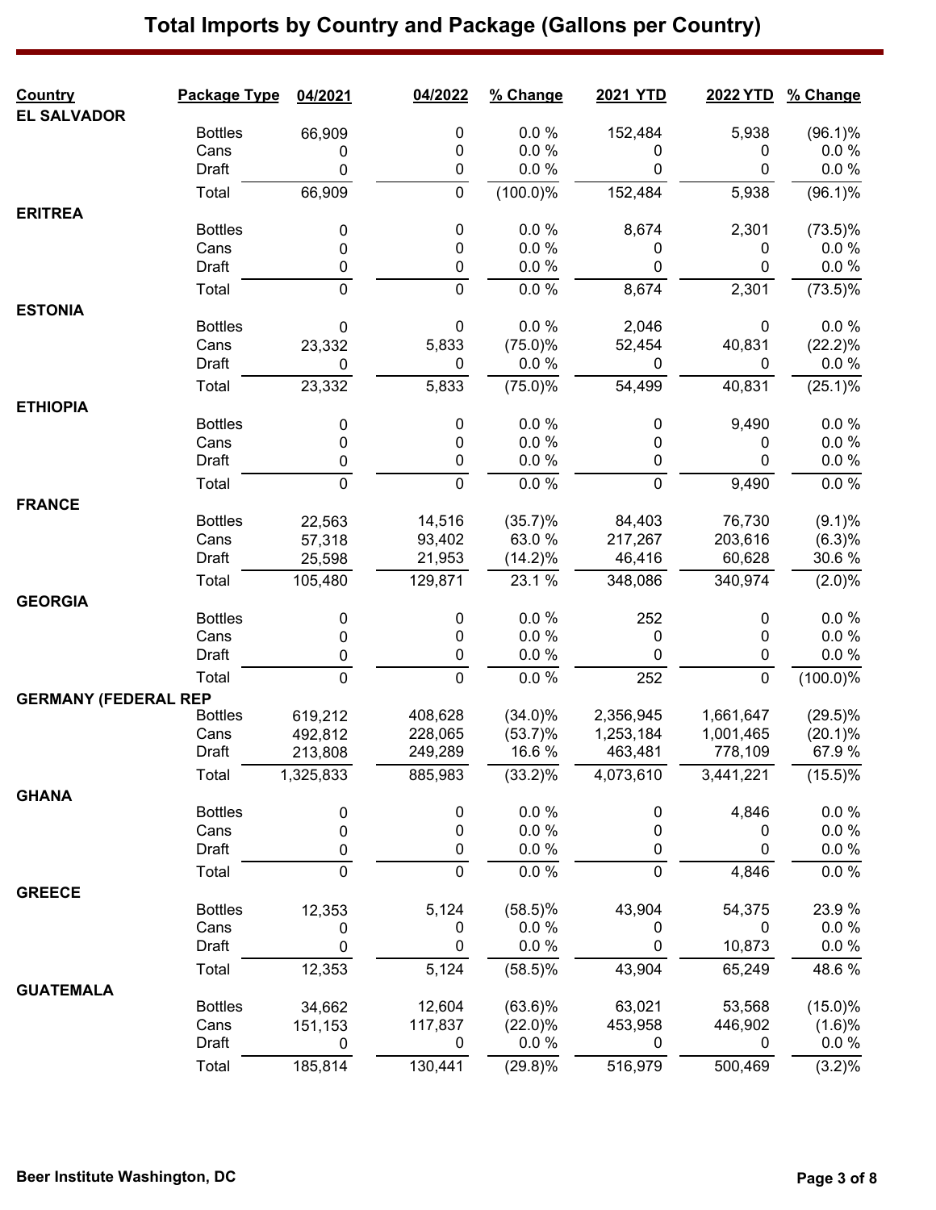# Total Imports by Country and Package (Gallons per Country)

| Country | Package Type | 04/2021 | 04/2022 | % Change | 2021 YTD | 2022 YTD | % Change |
|---|---|---|---|---|---|---|---|
| **EL SALVADOR** | | | | | | | |
| | Bottles | 66,909 | 0 | 0.0 % | 152,484 | 5,938 | (96.1)% |
| | Cans | 0 | 0 | 0.0 % | 0 | 0 | 0.0 % |
| | Draft | 0 | 0 | 0.0 % | 0 | 0 | 0.0 % |
| | Total | 66,909 | 0 | (100.0)% | 152,484 | 5,938 | (96.1)% |
| **ERITREA** | | | | | | | |
| | Bottles | 0 | 0 | 0.0 % | 8,674 | 2,301 | (73.5)% |
| | Cans | 0 | 0 | 0.0 % | 0 | 0 | 0.0 % |
| | Draft | 0 | 0 | 0.0 % | 0 | 0 | 0.0 % |
| | Total | 0 | 0 | 0.0 % | 8,674 | 2,301 | (73.5)% |
| **ESTONIA** | | | | | | | |
| | Bottles | 0 | 0 | 0.0 % | 2,046 | 0 | 0.0 % |
| | Cans | 23,332 | 5,833 | (75.0)% | 52,454 | 40,831 | (22.2)% |
| | Draft | 0 | 0 | 0.0 % | 0 | 0 | 0.0 % |
| | Total | 23,332 | 5,833 | (75.0)% | 54,499 | 40,831 | (25.1)% |
| **ETHIOPIA** | | | | | | | |
| | Bottles | 0 | 0 | 0.0 % | 0 | 9,490 | 0.0 % |
| | Cans | 0 | 0 | 0.0 % | 0 | 0 | 0.0 % |
| | Draft | 0 | 0 | 0.0 % | 0 | 0 | 0.0 % |
| | Total | 0 | 0 | 0.0 % | 0 | 9,490 | 0.0 % |
| **FRANCE** | | | | | | | |
| | Bottles | 22,563 | 14,516 | (35.7)% | 84,403 | 76,730 | (9.1)% |
| | Cans | 57,318 | 93,402 | 63.0 % | 217,267 | 203,616 | (6.3)% |
| | Draft | 25,598 | 21,953 | (14.2)% | 46,416 | 60,628 | 30.6 % |
| | Total | 105,480 | 129,871 | 23.1 % | 348,086 | 340,974 | (2.0)% |
| **GEORGIA** | | | | | | | |
| | Bottles | 0 | 0 | 0.0 % | 252 | 0 | 0.0 % |
| | Cans | 0 | 0 | 0.0 % | 0 | 0 | 0.0 % |
| | Draft | 0 | 0 | 0.0 % | 0 | 0 | 0.0 % |
| | Total | 0 | 0 | 0.0 % | 252 | 0 | (100.0)% |
| **GERMANY (FEDERAL REP** | | | | | | | |
| | Bottles | 619,212 | 408,628 | (34.0)% | 2,356,945 | 1,661,647 | (29.5)% |
| | Cans | 492,812 | 228,065 | (53.7)% | 1,253,184 | 1,001,465 | (20.1)% |
| | Draft | 213,808 | 249,289 | 16.6 % | 463,481 | 778,109 | 67.9 % |
| | Total | 1,325,833 | 885,983 | (33.2)% | 4,073,610 | 3,441,221 | (15.5)% |
| **GHANA** | | | | | | | |
| | Bottles | 0 | 0 | 0.0 % | 0 | 4,846 | 0.0 % |
| | Cans | 0 | 0 | 0.0 % | 0 | 0 | 0.0 % |
| | Draft | 0 | 0 | 0.0 % | 0 | 0 | 0.0 % |
| | Total | 0 | 0 | 0.0 % | 0 | 4,846 | 0.0 % |
| **GREECE** | | | | | | | |
| | Bottles | 12,353 | 5,124 | (58.5)% | 43,904 | 54,375 | 23.9 % |
| | Cans | 0 | 0 | 0.0 % | 0 | 0 | 0.0 % |
| | Draft | 0 | 0 | 0.0 % | 0 | 10,873 | 0.0 % |
| | Total | 12,353 | 5,124 | (58.5)% | 43,904 | 65,249 | 48.6 % |
| **GUATEMALA** | | | | | | | |
| | Bottles | 34,662 | 12,604 | (63.6)% | 63,021 | 53,568 | (15.0)% |
| | Cans | 151,153 | 117,837 | (22.0)% | 453,958 | 446,902 | (1.6)% |
| | Draft | 0 | 0 | 0.0 % | 0 | 0 | 0.0 % |
| | Total | 185,814 | 130,441 | (29.8)% | 516,979 | 500,469 | (3.2)% |

Beer Institute Washington, DC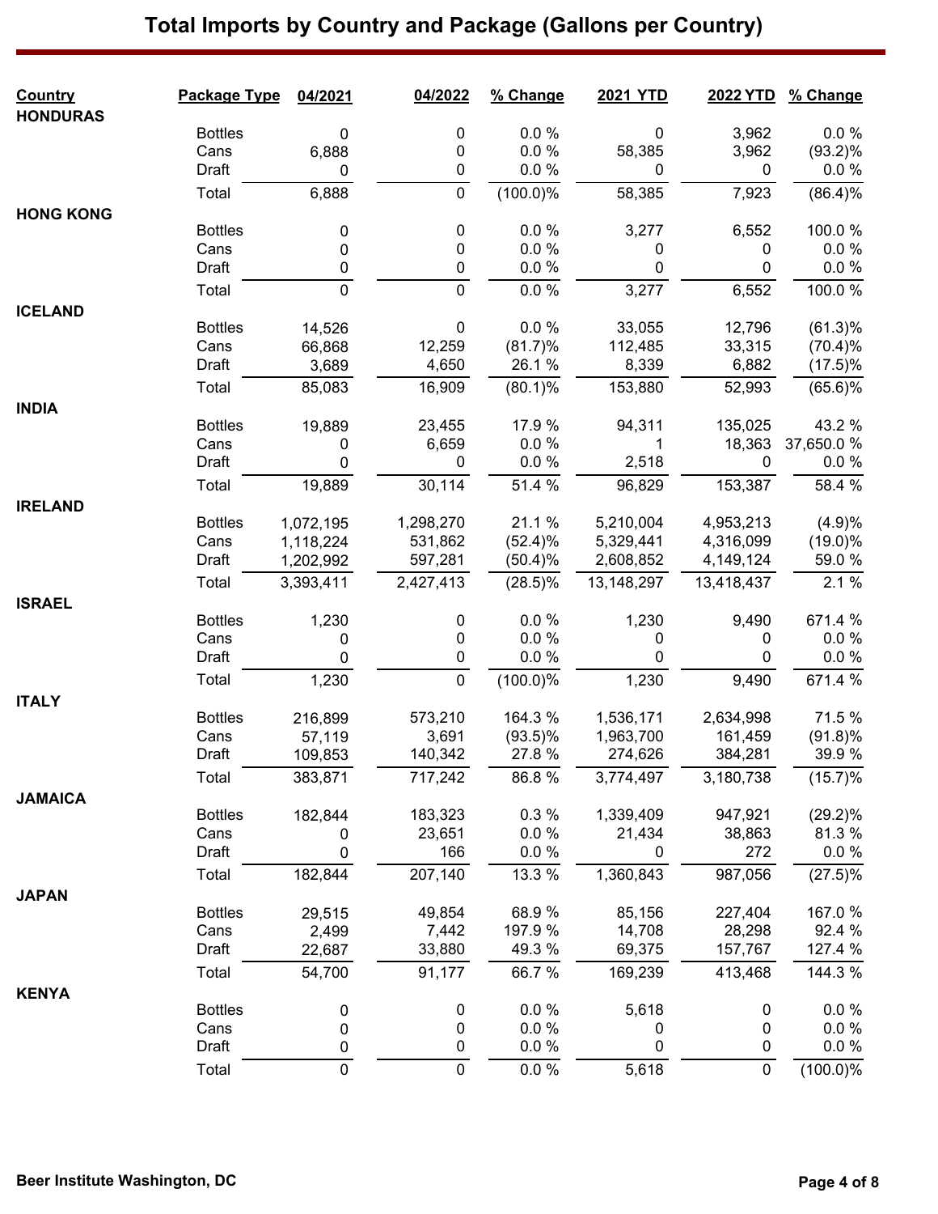# Total Imports by Country and Package (Gallons per Country)

| Country | Package Type | 04/2021 | 04/2022 | % Change | 2021 YTD | 2022 YTD | % Change |
|---|---|---|---|---|---|---|---|
| **HONDURAS** | | | | | | | |
| | Bottles | 0 | 0 | 0.0 % | 0 | 3,962 | 0.0 % |
| | Cans | 6,888 | 0 | 0.0 % | 58,385 | 3,962 | (93.2)% |
| | Draft | 0 | 0 | 0.0 % | 0 | 0 | 0.0 % |
| | Total | 6,888 | 0 | (100.0)% | 58,385 | 7,923 | (86.4)% |
| **HONG KONG** | | | | | | | |
| | Bottles | 0 | 0 | 0.0 % | 3,277 | 6,552 | 100.0 % |
| | Cans | 0 | 0 | 0.0 % | 0 | 0 | 0.0 % |
| | Draft | 0 | 0 | 0.0 % | 0 | 0 | 0.0 % |
| | Total | 0 | 0 | 0.0 % | 3,277 | 6,552 | 100.0 % |
| **ICELAND** | | | | | | | |
| | Bottles | 14,526 | 0 | 0.0 % | 33,055 | 12,796 | (61.3)% |
| | Cans | 66,868 | 12,259 | (81.7)% | 112,485 | 33,315 | (70.4)% |
| | Draft | 3,689 | 4,650 | 26.1 % | 8,339 | 6,882 | (17.5)% |
| | Total | 85,083 | 16,909 | (80.1)% | 153,880 | 52,993 | (65.6)% |
| **INDIA** | | | | | | | |
| | Bottles | 19,889 | 23,455 | 17.9 % | 94,311 | 135,025 | 43.2 % |
| | Cans | 0 | 6,659 | 0.0 % | 1 | 18,363 | 37,650.0 % |
| | Draft | 0 | 0 | 0.0 % | 2,518 | 0 | 0.0 % |
| | Total | 19,889 | 30,114 | 51.4 % | 96,829 | 153,387 | 58.4 % |
| **IRELAND** | | | | | | | |
| | Bottles | 1,072,195 | 1,298,270 | 21.1 % | 5,210,004 | 4,953,213 | (4.9)% |
| | Cans | 1,118,224 | 531,862 | (52.4)% | 5,329,441 | 4,316,099 | (19.0)% |
| | Draft | 1,202,992 | 597,281 | (50.4)% | 2,608,852 | 4,149,124 | 59.0 % |
| | Total | 3,393,411 | 2,427,413 | (28.5)% | 13,148,297 | 13,418,437 | 2.1 % |
| **ISRAEL** | | | | | | | |
| | Bottles | 1,230 | 0 | 0.0 % | 1,230 | 9,490 | 671.4 % |
| | Cans | 0 | 0 | 0.0 % | 0 | 0 | 0.0 % |
| | Draft | 0 | 0 | 0.0 % | 0 | 0 | 0.0 % |
| | Total | 1,230 | 0 | (100.0)% | 1,230 | 9,490 | 671.4 % |
| **ITALY** | | | | | | | |
| | Bottles | 216,899 | 573,210 | 164.3 % | 1,536,171 | 2,634,998 | 71.5 % |
| | Cans | 57,119 | 3,691 | (93.5)% | 1,963,700 | 161,459 | (91.8)% |
| | Draft | 109,853 | 140,342 | 27.8 % | 274,626 | 384,281 | 39.9 % |
| | Total | 383,871 | 717,242 | 86.8 % | 3,774,497 | 3,180,738 | (15.7)% |
| **JAMAICA** | | | | | | | |
| | Bottles | 182,844 | 183,323 | 0.3 % | 1,339,409 | 947,921 | (29.2)% |
| | Cans | 0 | 23,651 | 0.0 % | 21,434 | 38,863 | 81.3 % |
| | Draft | 0 | 166 | 0.0 % | 0 | 272 | 0.0 % |
| | Total | 182,844 | 207,140 | 13.3 % | 1,360,843 | 987,056 | (27.5)% |
| **JAPAN** | | | | | | | |
| | Bottles | 29,515 | 49,854 | 68.9 % | 85,156 | 227,404 | 167.0 % |
| | Cans | 2,499 | 7,442 | 197.9 % | 14,708 | 28,298 | 92.4 % |
| | Draft | 22,687 | 33,880 | 49.3 % | 69,375 | 157,767 | 127.4 % |
| | Total | 54,700 | 91,177 | 66.7 % | 169,239 | 413,468 | 144.3 % |
| **KENYA** | | | | | | | |
| | Bottles | 0 | 0 | 0.0 % | 5,618 | 0 | 0.0 % |
| | Cans | 0 | 0 | 0.0 % | 0 | 0 | 0.0 % |
| | Draft | 0 | 0 | 0.0 % | 0 | 0 | 0.0 % |
| | Total | 0 | 0 | 0.0 % | 5,618 | 0 | (100.0)% |

Beer Institute Washington, DC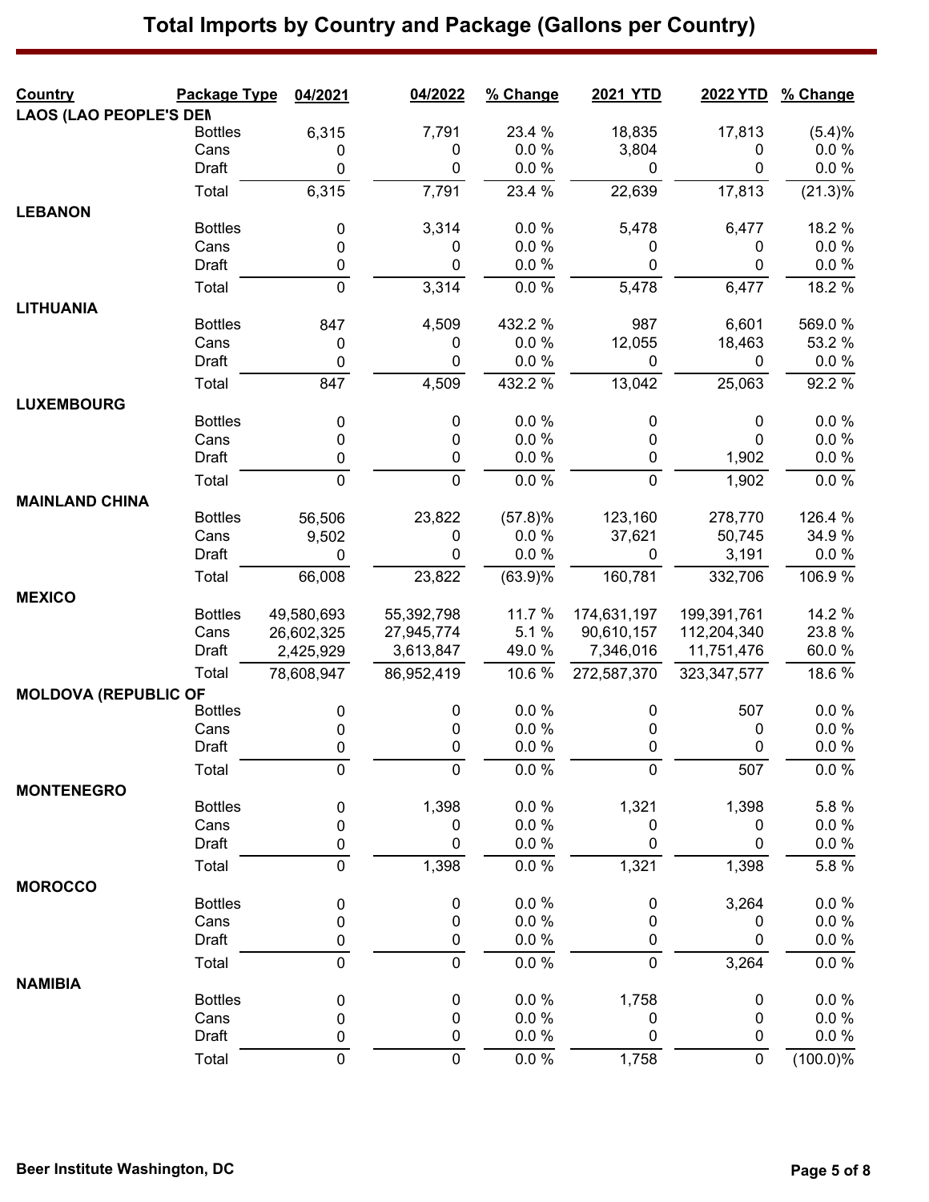# Total Imports by Country and Package (Gallons per Country)

| Country | Package Type | 04/2021 | 04/2022 | % Change | 2021 YTD | 2022 YTD | % Change |
|---|---|---|---|---|---|---|---|
| LAOS (LAO PEOPLE'S DEM | | | | | | | |
| | Bottles | 6,315 | 7,791 | 23.4 % | 18,835 | 17,813 | (5.4)% |
| | Cans | 0 | 0 | 0.0 % | 3,804 | 0 | 0.0 % |
| | Draft | 0 | 0 | 0.0 % | 0 | 0 | 0.0 % |
| | Total | 6,315 | 7,791 | 23.4 % | 22,639 | 17,813 | (21.3)% |
| LEBANON | | | | | | | |
| | Bottles | 0 | 3,314 | 0.0 % | 5,478 | 6,477 | 18.2 % |
| | Cans | 0 | 0 | 0.0 % | 0 | 0 | 0.0 % |
| | Draft | 0 | 0 | 0.0 % | 0 | 0 | 0.0 % |
| | Total | 0 | 3,314 | 0.0 % | 5,478 | 6,477 | 18.2 % |
| LITHUANIA | | | | | | | |
| | Bottles | 847 | 4,509 | 432.2 % | 987 | 6,601 | 569.0 % |
| | Cans | 0 | 0 | 0.0 % | 12,055 | 18,463 | 53.2 % |
| | Draft | 0 | 0 | 0.0 % | 0 | 0 | 0.0 % |
| | Total | 847 | 4,509 | 432.2 % | 13,042 | 25,063 | 92.2 % |
| LUXEMBOURG | | | | | | | |
| | Bottles | 0 | 0 | 0.0 % | 0 | 0 | 0.0 % |
| | Cans | 0 | 0 | 0.0 % | 0 | 0 | 0.0 % |
| | Draft | 0 | 0 | 0.0 % | 0 | 1,902 | 0.0 % |
| | Total | 0 | 0 | 0.0 % | 0 | 1,902 | 0.0 % |
| MAINLAND CHINA | | | | | | | |
| | Bottles | 56,506 | 23,822 | (57.8)% | 123,160 | 278,770 | 126.4 % |
| | Cans | 9,502 | 0 | 0.0 % | 37,621 | 50,745 | 34.9 % |
| | Draft | 0 | 0 | 0.0 % | 0 | 3,191 | 0.0 % |
| | Total | 66,008 | 23,822 | (63.9)% | 160,781 | 332,706 | 106.9 % |
| MEXICO | | | | | | | |
| | Bottles | 49,580,693 | 55,392,798 | 11.7 % | 174,631,197 | 199,391,761 | 14.2 % |
| | Cans | 26,602,325 | 27,945,774 | 5.1 % | 90,610,157 | 112,204,340 | 23.8 % |
| | Draft | 2,425,929 | 3,613,847 | 49.0 % | 7,346,016 | 11,751,476 | 60.0 % |
| | Total | 78,608,947 | 86,952,419 | 10.6 % | 272,587,370 | 323,347,577 | 18.6 % |
| MOLDOVA (REPUBLIC OF | | | | | | | |
| | Bottles | 0 | 0 | 0.0 % | 0 | 507 | 0.0 % |
| | Cans | 0 | 0 | 0.0 % | 0 | 0 | 0.0 % |
| | Draft | 0 | 0 | 0.0 % | 0 | 0 | 0.0 % |
| | Total | 0 | 0 | 0.0 % | 0 | 507 | 0.0 % |
| MONTENEGRO | | | | | | | |
| | Bottles | 0 | 1,398 | 0.0 % | 1,321 | 1,398 | 5.8 % |
| | Cans | 0 | 0 | 0.0 % | 0 | 0 | 0.0 % |
| | Draft | 0 | 0 | 0.0 % | 0 | 0 | 0.0 % |
| | Total | 0 | 1,398 | 0.0 % | 1,321 | 1,398 | 5.8 % |
| MOROCCO | | | | | | | |
| | Bottles | 0 | 0 | 0.0 % | 0 | 3,264 | 0.0 % |
| | Cans | 0 | 0 | 0.0 % | 0 | 0 | 0.0 % |
| | Draft | 0 | 0 | 0.0 % | 0 | 0 | 0.0 % |
| | Total | 0 | 0 | 0.0 % | 0 | 3,264 | 0.0 % |
| NAMIBIA | | | | | | | |
| | Bottles | 0 | 0 | 0.0 % | 1,758 | 0 | 0.0 % |
| | Cans | 0 | 0 | 0.0 % | 0 | 0 | 0.0 % |
| | Draft | 0 | 0 | 0.0 % | 0 | 0 | 0.0 % |
| | Total | 0 | 0 | 0.0 % | 1,758 | 0 | (100.0)% |

Beer Institute Washington, DC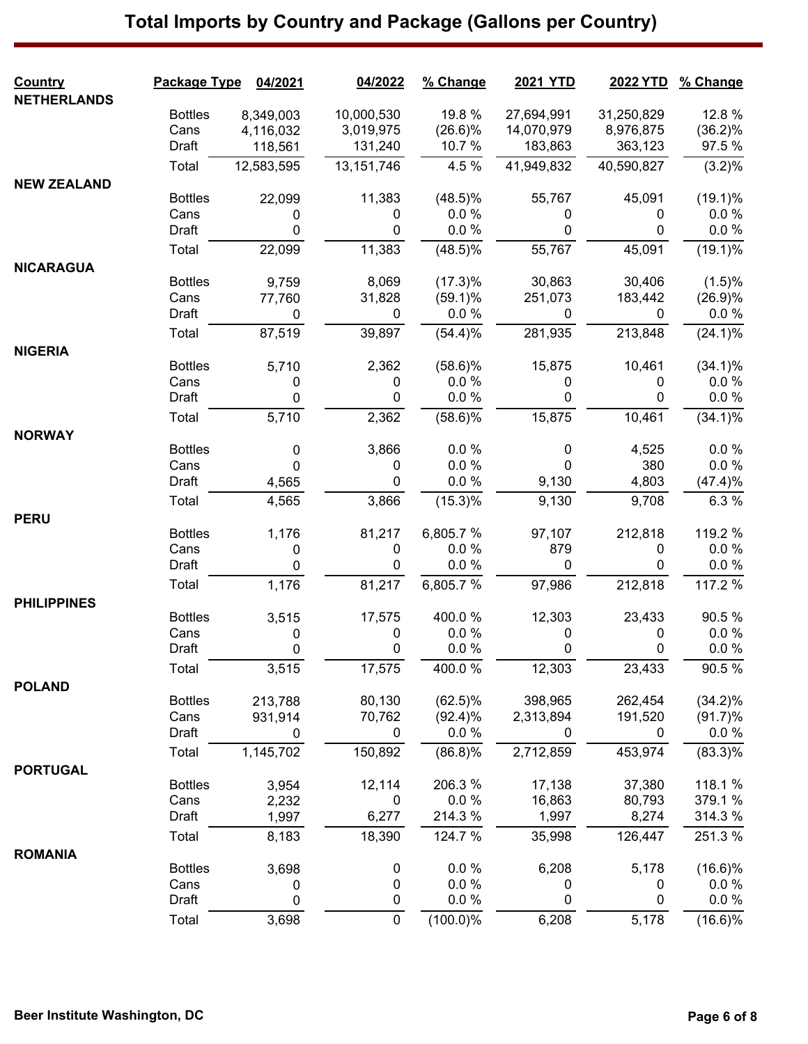# Total Imports by Country and Package (Gallons per Country)

| Country | Package Type | 04/2021 | 04/2022 | % Change | 2021 YTD | 2022 YTD | % Change |
|---|---|---|---|---|---|---|---|
| **NETHERLANDS** | | | | | | | |
| | Bottles | 8,349,003 | 10,000,530 | 19.8 % | 27,694,991 | 31,250,829 | 12.8 % |
| | Cans | 4,116,032 | 3,019,975 | (26.6)% | 14,070,979 | 8,976,875 | (36.2)% |
| | Draft | 118,561 | 131,240 | 10.7 % | 183,863 | 363,123 | 97.5 % |
| | Total | 12,583,595 | 13,151,746 | 4.5 % | 41,949,832 | 40,590,827 | (3.2)% |
| **NEW ZEALAND** | | | | | | | |
| | Bottles | 22,099 | 11,383 | (48.5)% | 55,767 | 45,091 | (19.1)% |
| | Cans | 0 | 0 | 0.0 % | 0 | 0 | 0.0 % |
| | Draft | 0 | 0 | 0.0 % | 0 | 0 | 0.0 % |
| | Total | 22,099 | 11,383 | (48.5)% | 55,767 | 45,091 | (19.1)% |
| **NICARAGUA** | | | | | | | |
| | Bottles | 9,759 | 8,069 | (17.3)% | 30,863 | 30,406 | (1.5)% |
| | Cans | 77,760 | 31,828 | (59.1)% | 251,073 | 183,442 | (26.9)% |
| | Draft | 0 | 0 | 0.0 % | 0 | 0 | 0.0 % |
| | Total | 87,519 | 39,897 | (54.4)% | 281,935 | 213,848 | (24.1)% |
| **NIGERIA** | | | | | | | |
| | Bottles | 5,710 | 2,362 | (58.6)% | 15,875 | 10,461 | (34.1)% |
| | Cans | 0 | 0 | 0.0 % | 0 | 0 | 0.0 % |
| | Draft | 0 | 0 | 0.0 % | 0 | 0 | 0.0 % |
| | Total | 5,710 | 2,362 | (58.6)% | 15,875 | 10,461 | (34.1)% |
| **NORWAY** | | | | | | | |
| | Bottles | 0 | 3,866 | 0.0 % | 0 | 4,525 | 0.0 % |
| | Cans | 0 | 0 | 0.0 % | 0 | 380 | 0.0 % |
| | Draft | 4,565 | 0 | 0.0 % | 9,130 | 4,803 | (47.4)% |
| | Total | 4,565 | 3,866 | (15.3)% | 9,130 | 9,708 | 6.3 % |
| **PERU** | | | | | | | |
| | Bottles | 1,176 | 81,217 | 6,805.7 % | 97,107 | 212,818 | 119.2 % |
| | Cans | 0 | 0 | 0.0 % | 879 | 0 | 0.0 % |
| | Draft | 0 | 0 | 0.0 % | 0 | 0 | 0.0 % |
| | Total | 1,176 | 81,217 | 6,805.7 % | 97,986 | 212,818 | 117.2 % |
| **PHILIPPINES** | | | | | | | |
| | Bottles | 3,515 | 17,575 | 400.0 % | 12,303 | 23,433 | 90.5 % |
| | Cans | 0 | 0 | 0.0 % | 0 | 0 | 0.0 % |
| | Draft | 0 | 0 | 0.0 % | 0 | 0 | 0.0 % |
| | Total | 3,515 | 17,575 | 400.0 % | 12,303 | 23,433 | 90.5 % |
| **POLAND** | | | | | | | |
| | Bottles | 213,788 | 80,130 | (62.5)% | 398,965 | 262,454 | (34.2)% |
| | Cans | 931,914 | 70,762 | (92.4)% | 2,313,894 | 191,520 | (91.7)% |
| | Draft | 0 | 0 | 0.0 % | 0 | 0 | 0.0 % |
| | Total | 1,145,702 | 150,892 | (86.8)% | 2,712,859 | 453,974 | (83.3)% |
| **PORTUGAL** | | | | | | | |
| | Bottles | 3,954 | 12,114 | 206.3 % | 17,138 | 37,380 | 118.1 % |
| | Cans | 2,232 | 0 | 0.0 % | 16,863 | 80,793 | 379.1 % |
| | Draft | 1,997 | 6,277 | 214.3 % | 1,997 | 8,274 | 314.3 % |
| | Total | 8,183 | 18,390 | 124.7 % | 35,998 | 126,447 | 251.3 % |
| **ROMANIA** | | | | | | | |
| | Bottles | 3,698 | 0 | 0.0 % | 6,208 | 5,178 | (16.6)% |
| | Cans | 0 | 0 | 0.0 % | 0 | 0 | 0.0 % |
| | Draft | 0 | 0 | 0.0 % | 0 | 0 | 0.0 % |
| | Total | 3,698 | 0 | (100.0)% | 6,208 | 5,178 | (16.6)% |

Beer Institute Washington, DC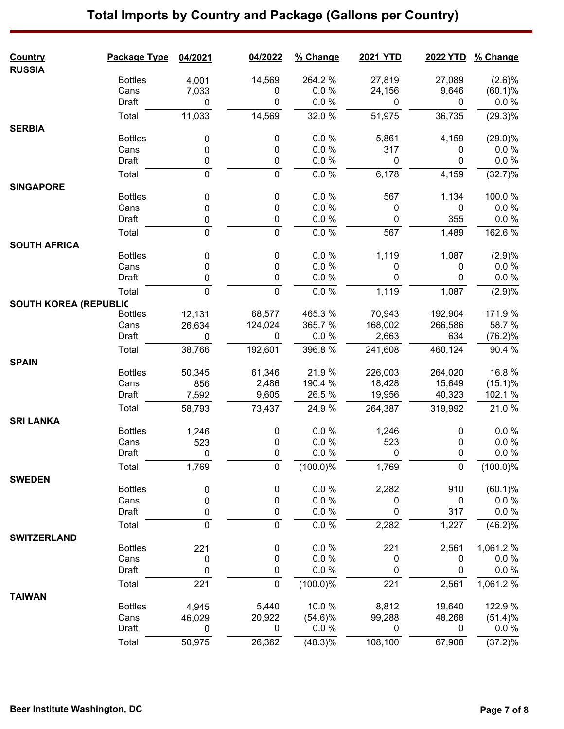# Total Imports by Country and Package (Gallons per Country)

| Country | Package Type | 04/2021 | 04/2022 | % Change | 2021 YTD | 2022 YTD | % Change |
|---|---|---|---|---|---|---|---|
| **RUSSIA** | | | | | | | |
| | Bottles | 4,001 | 14,569 | 264.2 % | 27,819 | 27,089 | (2.6)% |
| | Cans | 7,033 | 0 | 0.0 % | 24,156 | 9,646 | (60.1)% |
| | Draft | 0 | 0 | 0.0 % | 0 | 0 | 0.0 % |
| | Total | 11,033 | 14,569 | 32.0 % | 51,975 | 36,735 | (29.3)% |
| **SERBIA** | | | | | | | |
| | Bottles | 0 | 0 | 0.0 % | 5,861 | 4,159 | (29.0)% |
| | Cans | 0 | 0 | 0.0 % | 317 | 0 | 0.0 % |
| | Draft | 0 | 0 | 0.0 % | 0 | 0 | 0.0 % |
| | Total | 0 | 0 | 0.0 % | 6,178 | 4,159 | (32.7)% |
| **SINGAPORE** | | | | | | | |
| | Bottles | 0 | 0 | 0.0 % | 567 | 1,134 | 100.0 % |
| | Cans | 0 | 0 | 0.0 % | 0 | 0 | 0.0 % |
| | Draft | 0 | 0 | 0.0 % | 0 | 355 | 0.0 % |
| | Total | 0 | 0 | 0.0 % | 567 | 1,489 | 162.6 % |
| **SOUTH AFRICA** | | | | | | | |
| | Bottles | 0 | 0 | 0.0 % | 1,119 | 1,087 | (2.9)% |
| | Cans | 0 | 0 | 0.0 % | 0 | 0 | 0.0 % |
| | Draft | 0 | 0 | 0.0 % | 0 | 0 | 0.0 % |
| | Total | 0 | 0 | 0.0 % | 1,119 | 1,087 | (2.9)% |
| **SOUTH KOREA (REPUBLIC** | | | | | | | |
| | Bottles | 12,131 | 68,577 | 465.3 % | 70,943 | 192,904 | 171.9 % |
| | Cans | 26,634 | 124,024 | 365.7 % | 168,002 | 266,586 | 58.7 % |
| | Draft | 0 | 0 | 0.0 % | 2,663 | 634 | (76.2)% |
| | Total | 38,766 | 192,601 | 396.8 % | 241,608 | 460,124 | 90.4 % |
| **SPAIN** | | | | | | | |
| | Bottles | 50,345 | 61,346 | 21.9 % | 226,003 | 264,020 | 16.8 % |
| | Cans | 856 | 2,486 | 190.4 % | 18,428 | 15,649 | (15.1)% |
| | Draft | 7,592 | 9,605 | 26.5 % | 19,956 | 40,323 | 102.1 % |
| | Total | 58,793 | 73,437 | 24.9 % | 264,387 | 319,992 | 21.0 % |
| **SRI LANKA** | | | | | | | |
| | Bottles | 1,246 | 0 | 0.0 % | 1,246 | 0 | 0.0 % |
| | Cans | 523 | 0 | 0.0 % | 523 | 0 | 0.0 % |
| | Draft | 0 | 0 | 0.0 % | 0 | 0 | 0.0 % |
| | Total | 1,769 | 0 | (100.0)% | 1,769 | 0 | (100.0)% |
| **SWEDEN** | | | | | | | |
| | Bottles | 0 | 0 | 0.0 % | 2,282 | 910 | (60.1)% |
| | Cans | 0 | 0 | 0.0 % | 0 | 0 | 0.0 % |
| | Draft | 0 | 0 | 0.0 % | 0 | 317 | 0.0 % |
| | Total | 0 | 0 | 0.0 % | 2,282 | 1,227 | (46.2)% |
| **SWITZERLAND** | | | | | | | |
| | Bottles | 221 | 0 | 0.0 % | 221 | 2,561 | 1,061.2 % |
| | Cans | 0 | 0 | 0.0 % | 0 | 0 | 0.0 % |
| | Draft | 0 | 0 | 0.0 % | 0 | 0 | 0.0 % |
| | Total | 221 | 0 | (100.0)% | 221 | 2,561 | 1,061.2 % |
| **TAIWAN** | | | | | | | |
| | Bottles | 4,945 | 5,440 | 10.0 % | 8,812 | 19,640 | 122.9 % |
| | Cans | 46,029 | 20,922 | (54.6)% | 99,288 | 48,268 | (51.4)% |
| | Draft | 0 | 0 | 0.0 % | 0 | 0 | 0.0 % |
| | Total | 50,975 | 26,362 | (48.3)% | 108,100 | 67,908 | (37.2)% |

Beer Institute Washington, DC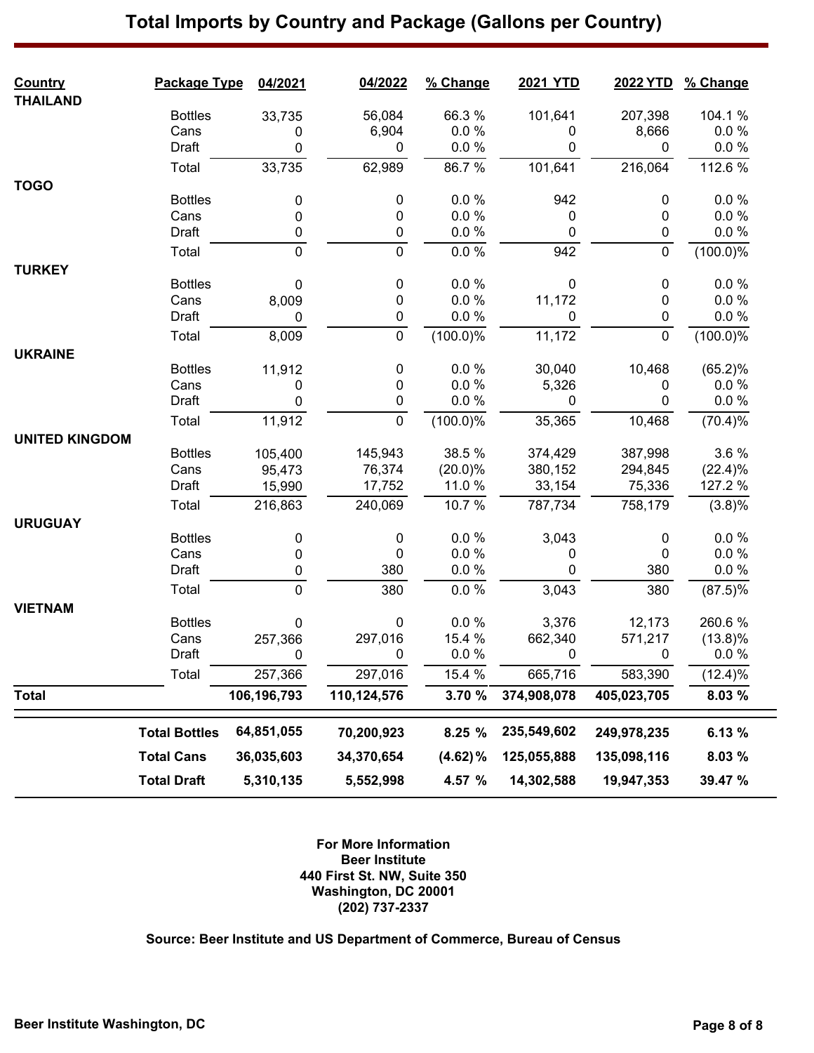# Total Imports by Country and Package (Gallons per Country)

| Country | Package Type | 04/2021 | 04/2022 | % Change | 2021 YTD | 2022 YTD | % Change |
|---|---|---|---|---|---|---|---|
| **THAILAND** | | | | | | | |
| | Bottles | 33,735 | 56,084 | 66.3 % | 101,641 | 207,398 | 104.1 % |
| | Cans | 0 | 6,904 | 0.0 % | 0 | 8,666 | 0.0 % |
| | Draft | 0 | 0 | 0.0 % | 0 | 0 | 0.0 % |
| | Total | 33,735 | 62,989 | 86.7 % | 101,641 | 216,064 | 112.6 % |
| **TOGO** | | | | | | | |
| | Bottles | 0 | 0 | 0.0 % | 942 | 0 | 0.0 % |
| | Cans | 0 | 0 | 0.0 % | 0 | 0 | 0.0 % |
| | Draft | 0 | 0 | 0.0 % | 0 | 0 | 0.0 % |
| | Total | 0 | 0 | 0.0 % | 942 | 0 | (100.0)% |
| **TURKEY** | | | | | | | |
| | Bottles | 0 | 0 | 0.0 % | 0 | 0 | 0.0 % |
| | Cans | 8,009 | 0 | 0.0 % | 11,172 | 0 | 0.0 % |
| | Draft | 0 | 0 | 0.0 % | 0 | 0 | 0.0 % |
| | Total | 8,009 | 0 | (100.0)% | 11,172 | 0 | (100.0)% |
| **UKRAINE** | | | | | | | |
| | Bottles | 11,912 | 0 | 0.0 % | 30,040 | 10,468 | (65.2)% |
| | Cans | 0 | 0 | 0.0 % | 5,326 | 0 | 0.0 % |
| | Draft | 0 | 0 | 0.0 % | 0 | 0 | 0.0 % |
| | Total | 11,912 | 0 | (100.0)% | 35,365 | 10,468 | (70.4)% |
| **UNITED KINGDOM** | | | | | | | |
| | Bottles | 105,400 | 145,943 | 38.5 % | 374,429 | 387,998 | 3.6 % |
| | Cans | 95,473 | 76,374 | (20.0)% | 380,152 | 294,845 | (22.4)% |
| | Draft | 15,990 | 17,752 | 11.0 % | 33,154 | 75,336 | 127.2 % |
| | Total | 216,863 | 240,069 | 10.7 % | 787,734 | 758,179 | (3.8)% |
| **URUGUAY** | | | | | | | |
| | Bottles | 0 | 0 | 0.0 % | 3,043 | 0 | 0.0 % |
| | Cans | 0 | 0 | 0.0 % | 0 | 0 | 0.0 % |
| | Draft | 0 | 380 | 0.0 % | 0 | 380 | 0.0 % |
| | Total | 0 | 380 | 0.0 % | 3,043 | 380 | (87.5)% |
| **VIETNAM** | | | | | | | |
| | Bottles | 0 | 0 | 0.0 % | 3,376 | 12,173 | 260.6 % |
| | Cans | 257,366 | 297,016 | 15.4 % | 662,340 | 571,217 | (13.8)% |
| | Draft | 0 | 0 | 0.0 % | 0 | 0 | 0.0 % |
| | Total | 257,366 | 297,016 | 15.4 % | 665,716 | 583,390 | (12.4)% |
| **Total** | | **106,196,793** | **110,124,576** | **3.70 %** | **374,908,078** | **405,023,705** | **8.03 %** |
| | **Total Bottles** | **64,851,055** | **70,200,923** | **8.25 %** | **235,549,602** | **249,978,235** | **6.13 %** |
| | **Total Cans** | **36,035,603** | **34,370,654** | **(4.62)%** | **125,055,888** | **135,098,116** | **8.03 %** |
| | **Total Draft** | **5,310,135** | **5,552,998** | **4.57 %** | **14,302,588** | **19,947,353** | **39.47 %** |

**For More Information**
**Beer Institute**
**440 First St. NW, Suite 350**
**Washington, DC 20001**
**(202) 737-2337**

**Source: Beer Institute and US Department of Commerce, Bureau of Census**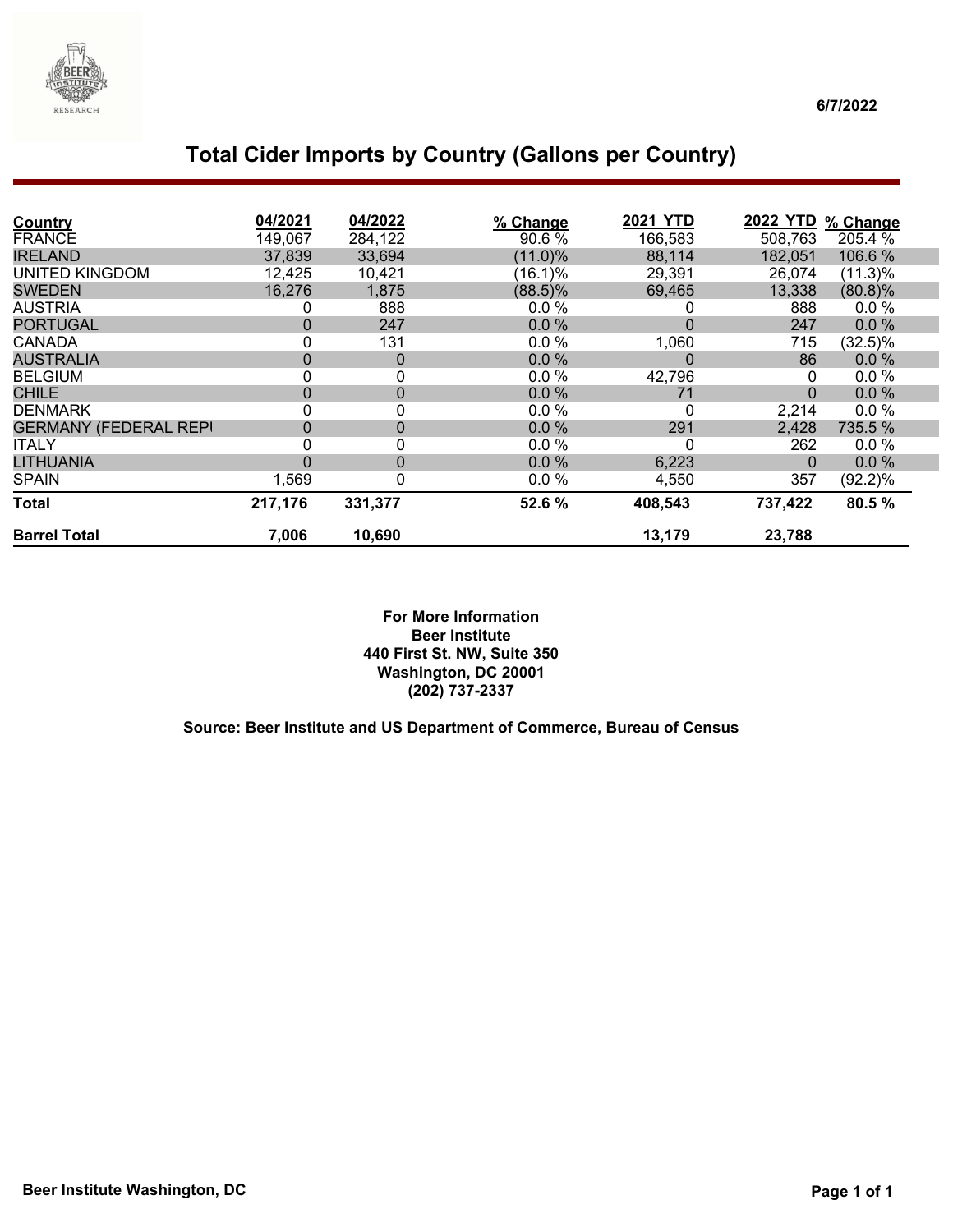6/7/2022

# Total Cider Imports by Country (Gallons per Country)

| Country | 04/2021 | 04/2022 | % Change | 2021 YTD | 2022 YTD | % Change |
|---|---|---|---|---|---|---|
| FRANCE | 149,067 | 284,122 | 90.6 % | 166,583 | 508,763 | 205.4 % |
| IRELAND | 37,839 | 33,694 | (11.0)% | 88,114 | 182,051 | 106.6 % |
| UNITED KINGDOM | 12,425 | 10,421 | (16.1)% | 29,391 | 26,074 | (11.3)% |
| SWEDEN | 16,276 | 1,875 | (88.5)% | 69,465 | 13,338 | (80.8)% |
| AUSTRIA | 0 | 888 | 0.0 % | 0 | 888 | 0.0 % |
| PORTUGAL | 0 | 247 | 0.0 % | 0 | 247 | 0.0 % |
| CANADA | 0 | 131 | 0.0 % | 1,060 | 715 | (32.5)% |
| AUSTRALIA | 0 | 0 | 0.0 % | 0 | 86 | 0.0 % |
| BELGIUM | 0 | 0 | 0.0 % | 42,796 | 0 | 0.0 % |
| CHILE | 0 | 0 | 0.0 % | 71 | 0 | 0.0 % |
| DENMARK | 0 | 0 | 0.0 % | 0 | 2,214 | 0.0 % |
| GERMANY (FEDERAL REPI | 0 | 0 | 0.0 % | 291 | 2,428 | 735.5 % |
| ITALY | 0 | 0 | 0.0 % | 0 | 262 | 0.0 % |
| LITHUANIA | 0 | 0 | 0.0 % | 6,223 | 0 | 0.0 % |
| SPAIN | 1,569 | 0 | 0.0 % | 4,550 | 357 | (92.2)% |
| **Total** | **217,176** | **331,377** | **52.6 %** | **408,543** | **737,422** | **80.5 %** |
| **Barrel Total** | **7,006** | **10,690** | | **13,179** | **23,788** | |

**For More Information**
**Beer Institute**
**440 First St. NW, Suite 350**
**Washington, DC 20001**
**(202) 737-2337**

**Source: Beer Institute and US Department of Commerce, Bureau of Census**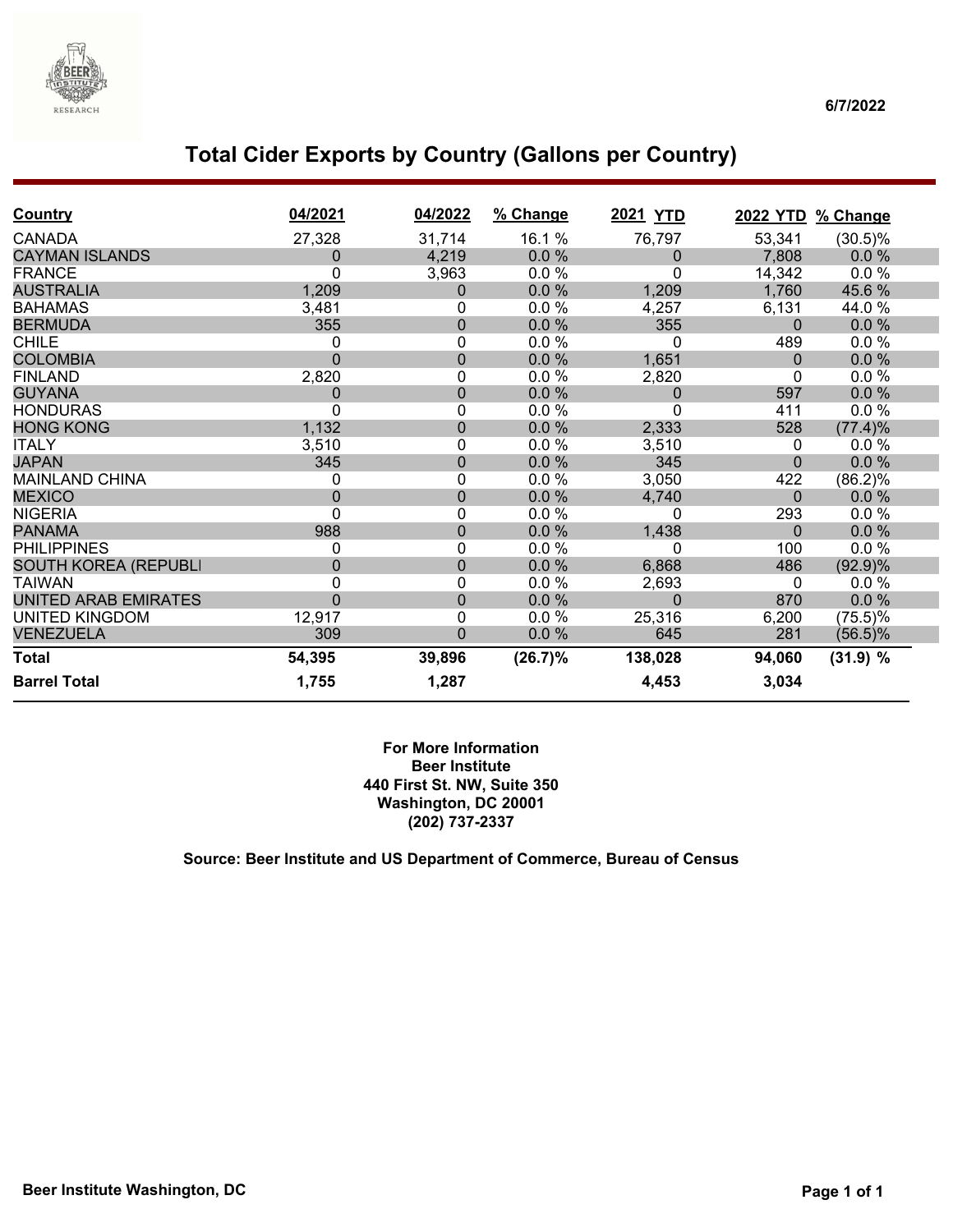6/7/2022

# Total Cider Exports by Country (Gallons per Country)

| Country | 04/2021 | 04/2022 | % Change | 2021 YTD | 2022 YTD | % Change |
|---|---|---|---|---|---|---|
| CANADA | 27,328 | 31,714 | 16.1 % | 76,797 | 53,341 | (30.5)% |
| CAYMAN ISLANDS | 0 | 4,219 | 0.0 % | 0 | 7,808 | 0.0 % |
| FRANCE | 0 | 3,963 | 0.0 % | 0 | 14,342 | 0.0 % |
| AUSTRALIA | 1,209 | 0 | 0.0 % | 1,209 | 1,760 | 45.6 % |
| BAHAMAS | 3,481 | 0 | 0.0 % | 4,257 | 6,131 | 44.0 % |
| BERMUDA | 355 | 0 | 0.0 % | 355 | 0 | 0.0 % |
| CHILE | 0 | 0 | 0.0 % | 0 | 489 | 0.0 % |
| COLOMBIA | 0 | 0 | 0.0 % | 1,651 | 0 | 0.0 % |
| FINLAND | 2,820 | 0 | 0.0 % | 2,820 | 0 | 0.0 % |
| GUYANA | 0 | 0 | 0.0 % | 0 | 597 | 0.0 % |
| HONDURAS | 0 | 0 | 0.0 % | 0 | 411 | 0.0 % |
| HONG KONG | 1,132 | 0 | 0.0 % | 2,333 | 528 | (77.4)% |
| ITALY | 3,510 | 0 | 0.0 % | 3,510 | 0 | 0.0 % |
| JAPAN | 345 | 0 | 0.0 % | 345 | 0 | 0.0 % |
| MAINLAND CHINA | 0 | 0 | 0.0 % | 3,050 | 422 | (86.2)% |
| MEXICO | 0 | 0 | 0.0 % | 4,740 | 0 | 0.0 % |
| NIGERIA | 0 | 0 | 0.0 % | 0 | 293 | 0.0 % |
| PANAMA | 988 | 0 | 0.0 % | 1,438 | 0 | 0.0 % |
| PHILIPPINES | 0 | 0 | 0.0 % | 0 | 100 | 0.0 % |
| SOUTH KOREA (REPUBLI | 0 | 0 | 0.0 % | 6,868 | 486 | (92.9)% |
| TAIWAN | 0 | 0 | 0.0 % | 2,693 | 0 | 0.0 % |
| UNITED ARAB EMIRATES | 0 | 0 | 0.0 % | 0 | 870 | 0.0 % |
| UNITED KINGDOM | 12,917 | 0 | 0.0 % | 25,316 | 6,200 | (75.5)% |
| VENEZUELA | 309 | 0 | 0.0 % | 645 | 281 | (56.5)% |
| **Total** | **54,395** | **39,896** | **(26.7)%** | **138,028** | **94,060** | **(31.9) %** |
| **Barrel Total** | **1,755** | **1,287** | | **4,453** | **3,034** | |

**For More Information**
**Beer Institute**
**440 First St. NW, Suite 350**
**Washington, DC 20001**
**(202) 737-2337**

**Source: Beer Institute and US Department of Commerce, Bureau of Census**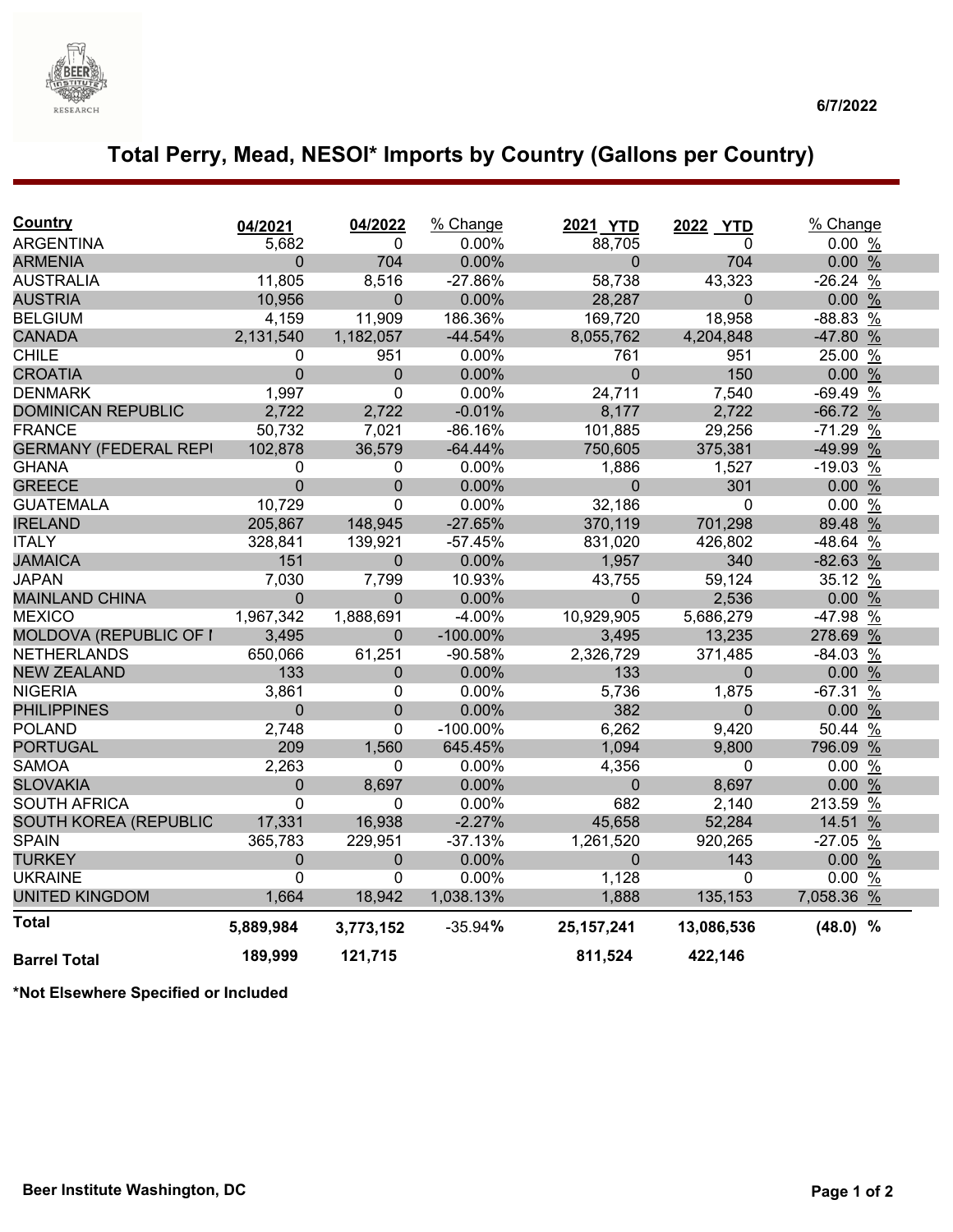6/7/2022

# Total Perry, Mead, NESOI* Imports by Country (Gallons per Country)

| Country | 04/2021 | 04/2022 | % Change | 2021 YTD | 2022 YTD | % Change |
|---|---|---|---|---|---|---|
| ARGENTINA | 5,682 | 0 | 0.00% | 88,705 | 0 | 0.00 % |
| ARMENIA | 0 | 704 | 0.00% | 0 | 704 | 0.00 % |
| AUSTRALIA | 11,805 | 8,516 | -27.86% | 58,738 | 43,323 | -26.24 % |
| AUSTRIA | 10,956 | 0 | 0.00% | 28,287 | 0 | 0.00 % |
| BELGIUM | 4,159 | 11,909 | 186.36% | 169,720 | 18,958 | -88.83 % |
| CANADA | 2,131,540 | 1,182,057 | -44.54% | 8,055,762 | 4,204,848 | -47.80 % |
| CHILE | 0 | 951 | 0.00% | 761 | 951 | 25.00 % |
| CROATIA | 0 | 0 | 0.00% | 0 | 150 | 0.00 % |
| DENMARK | 1,997 | 0 | 0.00% | 24,711 | 7,540 | -69.49 % |
| DOMINICAN REPUBLIC | 2,722 | 2,722 | -0.01% | 8,177 | 2,722 | -66.72 % |
| FRANCE | 50,732 | 7,021 | -86.16% | 101,885 | 29,256 | -71.29 % |
| GERMANY (FEDERAL REPI | 102,878 | 36,579 | -64.44% | 750,605 | 375,381 | -49.99 % |
| GHANA | 0 | 0 | 0.00% | 1,886 | 1,527 | -19.03 % |
| GREECE | 0 | 0 | 0.00% | 0 | 301 | 0.00 % |
| GUATEMALA | 10,729 | 0 | 0.00% | 32,186 | 0 | 0.00 % |
| IRELAND | 205,867 | 148,945 | -27.65% | 370,119 | 701,298 | 89.48 % |
| ITALY | 328,841 | 139,921 | -57.45% | 831,020 | 426,802 | -48.64 % |
| JAMAICA | 151 | 0 | 0.00% | 1,957 | 340 | -82.63 % |
| JAPAN | 7,030 | 7,799 | 10.93% | 43,755 | 59,124 | 35.12 % |
| MAINLAND CHINA | 0 | 0 | 0.00% | 0 | 2,536 | 0.00 % |
| MEXICO | 1,967,342 | 1,888,691 | -4.00% | 10,929,905 | 5,686,279 | -47.98 % |
| MOLDOVA (REPUBLIC OF I | 3,495 | 0 | -100.00% | 3,495 | 13,235 | 278.69 % |
| NETHERLANDS | 650,066 | 61,251 | -90.58% | 2,326,729 | 371,485 | -84.03 % |
| NEW ZEALAND | 133 | 0 | 0.00% | 133 | 0 | 0.00 % |
| NIGERIA | 3,861 | 0 | 0.00% | 5,736 | 1,875 | -67.31 % |
| PHILIPPINES | 0 | 0 | 0.00% | 382 | 0 | 0.00 % |
| POLAND | 2,748 | 0 | -100.00% | 6,262 | 9,420 | 50.44 % |
| PORTUGAL | 209 | 1,560 | 645.45% | 1,094 | 9,800 | 796.09 % |
| SAMOA | 2,263 | 0 | 0.00% | 4,356 | 0 | 0.00 % |
| SLOVAKIA | 0 | 8,697 | 0.00% | 0 | 8,697 | 0.00 % |
| SOUTH AFRICA | 0 | 0 | 0.00% | 682 | 2,140 | 213.59 % |
| SOUTH KOREA (REPUBLIC | 17,331 | 16,938 | -2.27% | 45,658 | 52,284 | 14.51 % |
| SPAIN | 365,783 | 229,951 | -37.13% | 1,261,520 | 920,265 | -27.05 % |
| TURKEY | 0 | 0 | 0.00% | 0 | 143 | 0.00 % |
| UKRAINE | 0 | 0 | 0.00% | 1,128 | 0 | 0.00 % |
| UNITED KINGDOM | 1,664 | 18,942 | 1,038.13% | 1,888 | 135,153 | 7,058.36 % |
| **Total** | **5,889,984** | **3,773,152** | -35.94**%** | **25,157,241** | **13,086,536** | **(48.0) %** |
| **Barrel Total** | **189,999** | **121,715** | | **811,524** | **422,146** | |

**\*Not Elsewhere Specified or Included**

**Beer Institute Washington, DC**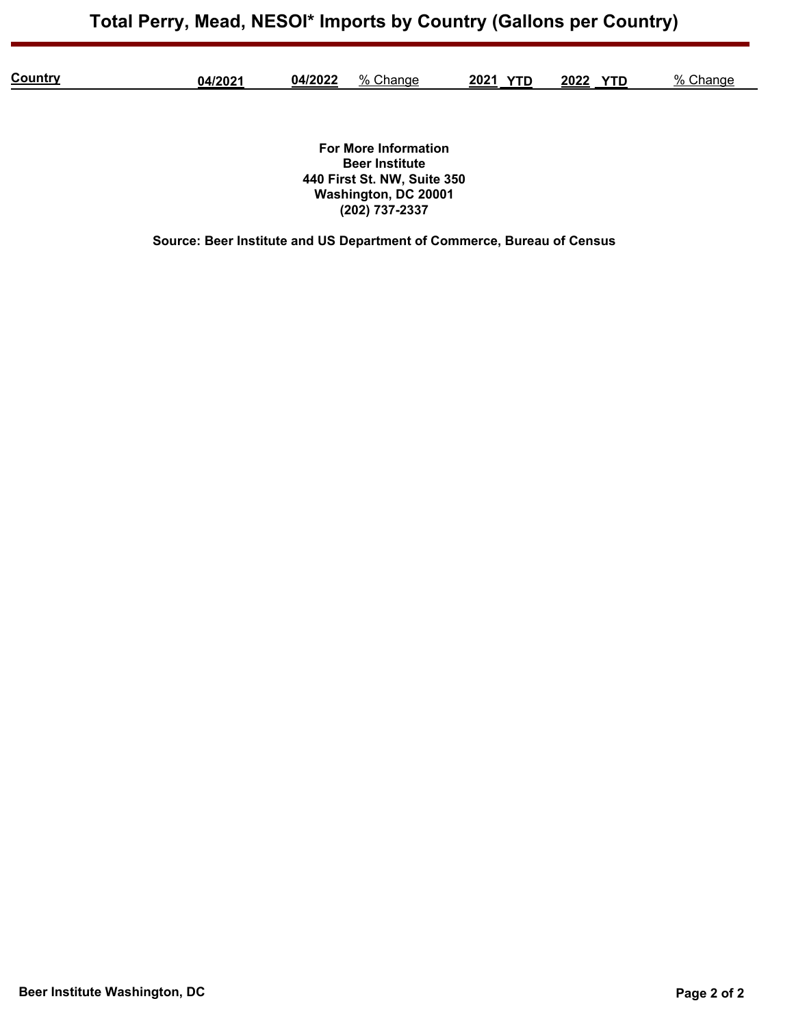# Total Perry, Mead, NESOI* Imports by Country (Gallons per Country)

| Country | 04/2021 | 04/2022 | % Change | 2021 YTD | 2022 YTD | % Change |
|---|---|---|---|---|---|---|

**For More Information**
**Beer Institute**
**440 First St. NW, Suite 350**
**Washington, DC 20001**
**(202) 737-2337**

**Source: Beer Institute and US Department of Commerce, Bureau of Census**